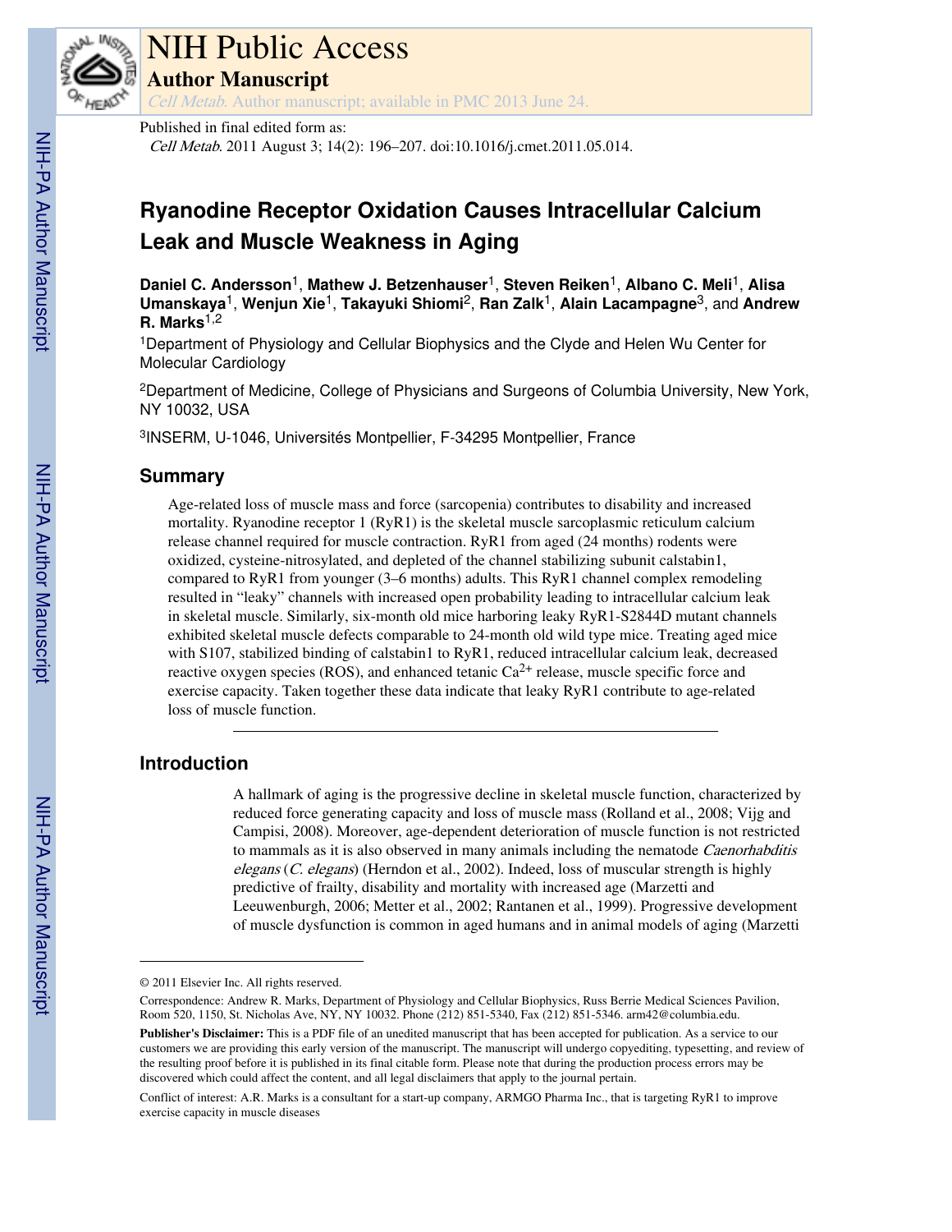# NIH Public Access

## Author Manuscript

*Cell Metab*. Author manuscript; available in PMC 2013 June 24.

Published in final edited form as:

*Cell Metab*. 2011 August 3; 14(2): 196–207. doi:10.1016/j.cmet.2011.05.014.

# Ryanodine Receptor Oxidation Causes Intracellular Calcium Leak and Muscle Weakness in Aging

**Daniel C. Andersson**[1], **Mathew J. Betzenhauser**[1], **Steven Reiken**[1], **Albano C. Meli**[1], **Alisa Umanskaya**[1], **Wenjun Xie**[1], **Takayuki Shiomi**[2], **Ran Zalk**[1], **Alain Lacampagne**[3], and **Andrew R. Marks**[1,2]

[1]Department of Physiology and Cellular Biophysics and the Clyde and Helen Wu Center for Molecular Cardiology

[2]Department of Medicine, College of Physicians and Surgeons of Columbia University, New York, NY 10032, USA

[3]INSERM, U-1046, Universités Montpellier, F-34295 Montpellier, France

## Summary

Age-related loss of muscle mass and force (sarcopenia) contributes to disability and increased mortality. Ryanodine receptor 1 (RyR1) is the skeletal muscle sarcoplasmic reticulum calcium release channel required for muscle contraction. RyR1 from aged (24 months) rodents were oxidized, cysteine-nitrosylated, and depleted of the channel stabilizing subunit calstabin1, compared to RyR1 from younger (3–6 months) adults. This RyR1 channel complex remodeling resulted in "leaky" channels with increased open probability leading to intracellular calcium leak in skeletal muscle. Similarly, six-month old mice harboring leaky RyR1-S2844D mutant channels exhibited skeletal muscle defects comparable to 24-month old wild type mice. Treating aged mice with S107, stabilized binding of calstabin1 to RyR1, reduced intracellular calcium leak, decreased reactive oxygen species (ROS), and enhanced tetanic $Ca^{2+}$ release, muscle specific force and exercise capacity. Taken together these data indicate that leaky RyR1 contribute to age-related loss of muscle function.

## Introduction

A hallmark of aging is the progressive decline in skeletal muscle function, characterized by reduced force generating capacity and loss of muscle mass (Rolland et al., 2008; Vijg and Campisi, 2008). Moreover, age-dependent deterioration of muscle function is not restricted to mammals as it is also observed in many animals including the nematode *Caenorhabditis elegans* (*C. elegans*) (Herndon et al., 2002). Indeed, loss of muscular strength is highly predictive of frailty, disability and mortality with increased age (Marzetti and Leeuwenburgh, 2006; Metter et al., 2002; Rantanen et al., 1999). Progressive development of muscle dysfunction is common in aged humans and in animal models of aging (Marzetti

---

© 2011 Elsevier Inc. All rights reserved.

Correspondence: Andrew R. Marks, Department of Physiology and Cellular Biophysics, Russ Berrie Medical Sciences Pavilion, Room 520, 1150, St. Nicholas Ave, NY, NY 10032. Phone (212) 851-5340, Fax (212) 851-5346. arm42@columbia.edu.

**Publisher's Disclaimer:** This is a PDF file of an unedited manuscript that has been accepted for publication. As a service to our customers we are providing this early version of the manuscript. The manuscript will undergo copyediting, typesetting, and review of the resulting proof before it is published in its final citable form. Please note that during the production process errors may be discovered which could affect the content, and all legal disclaimers that apply to the journal pertain.

Conflict of interest: A.R. Marks is a consultant for a start-up company, ARMGO Pharma Inc., that is targeting RyR1 to improve exercise capacity in muscle diseases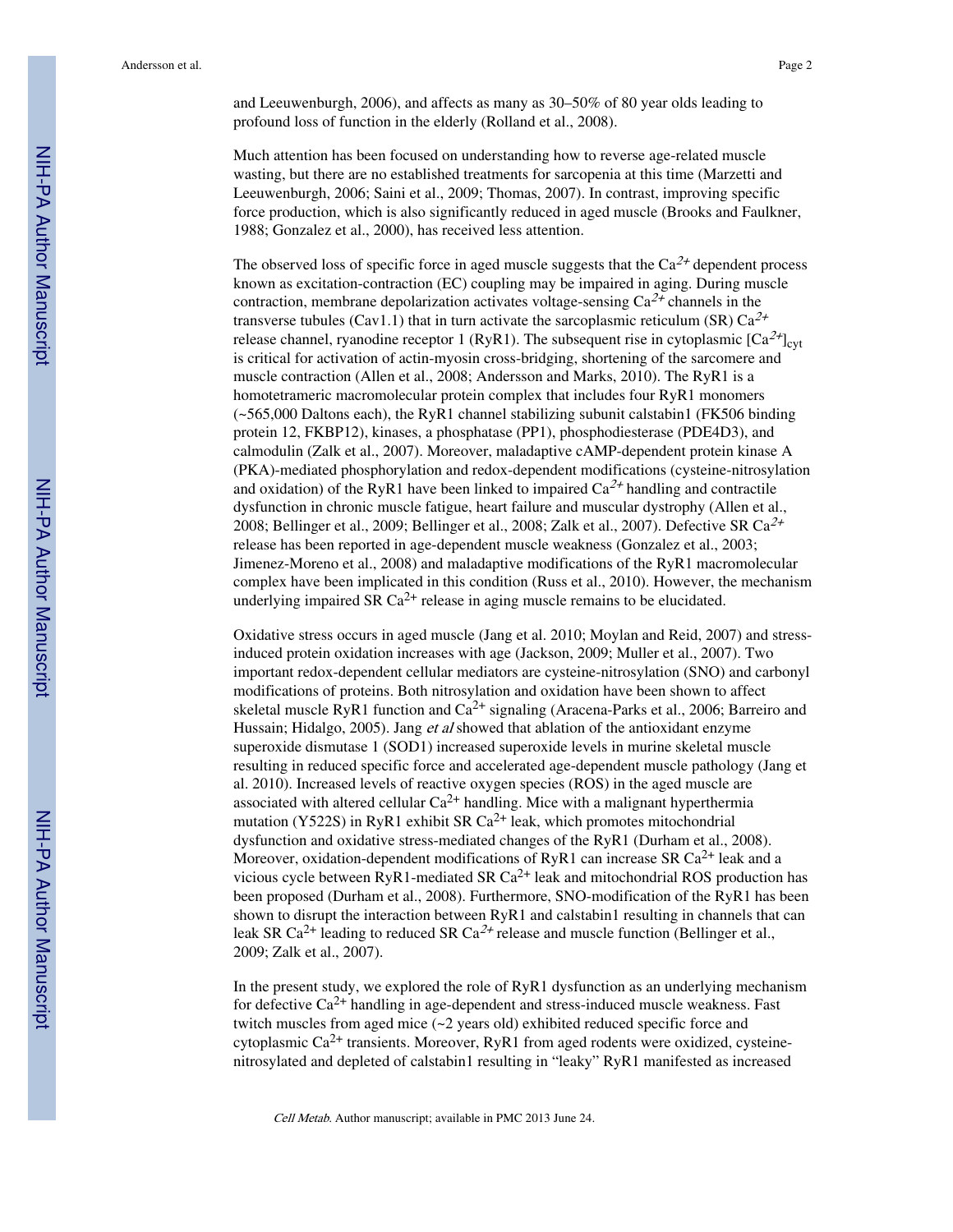and Leeuwenburgh, 2006), and affects as many as 30–50% of 80 year olds leading to profound loss of function in the elderly (Rolland et al., 2008).

Much attention has been focused on understanding how to reverse age-related muscle wasting, but there are no established treatments for sarcopenia at this time (Marzetti and Leeuwenburgh, 2006; Saini et al., 2009; Thomas, 2007). In contrast, improving specific force production, which is also significantly reduced in aged muscle (Brooks and Faulkner, 1988; Gonzalez et al., 2000), has received less attention.

The observed loss of specific force in aged muscle suggests that the $Ca^{2+}$ dependent process known as excitation-contraction (EC) coupling may be impaired in aging. During muscle contraction, membrane depolarization activates voltage-sensing $Ca^{2+}$ channels in the transverse tubules (Cav1.1) that in turn activate the sarcoplasmic reticulum (SR) $Ca^{2+}$ release channel, ryanodine receptor 1 (RyR1). The subsequent rise in cytoplasmic $[Ca^{2+}]_{cyt}$ is critical for activation of actin-myosin cross-bridging, shortening of the sarcomere and muscle contraction (Allen et al., 2008; Andersson and Marks, 2010). The RyR1 is a homotetrameric macromolecular protein complex that includes four RyR1 monomers (~565,000 Daltons each), the RyR1 channel stabilizing subunit calstabin1 (FK506 binding protein 12, FKBP12), kinases, a phosphatase (PP1), phosphodiesterase (PDE4D3), and calmodulin (Zalk et al., 2007). Moreover, maladaptive cAMP-dependent protein kinase A (PKA)-mediated phosphorylation and redox-dependent modifications (cysteine-nitrosylation and oxidation) of the RyR1 have been linked to impaired $Ca^{2+}$ handling and contractile dysfunction in chronic muscle fatigue, heart failure and muscular dystrophy (Allen et al., 2008; Bellinger et al., 2009; Bellinger et al., 2008; Zalk et al., 2007). Defective SR $Ca^{2+}$ release has been reported in age-dependent muscle weakness (Gonzalez et al., 2003; Jimenez-Moreno et al., 2008) and maladaptive modifications of the RyR1 macromolecular complex have been implicated in this condition (Russ et al., 2010). However, the mechanism underlying impaired SR $Ca^{2+}$ release in aging muscle remains to be elucidated.

Oxidative stress occurs in aged muscle (Jang et al. 2010; Moylan and Reid, 2007) and stress-induced protein oxidation increases with age (Jackson, 2009; Muller et al., 2007). Two important redox-dependent cellular mediators are cysteine-nitrosylation (SNO) and carbonyl modifications of proteins. Both nitrosylation and oxidation have been shown to affect skeletal muscle RyR1 function and $Ca^{2+}$ signaling (Aracena-Parks et al., 2006; Barreiro and Hussain; Hidalgo, 2005). Jang *et al* showed that ablation of the antioxidant enzyme superoxide dismutase 1 (SOD1) increased superoxide levels in murine skeletal muscle resulting in reduced specific force and accelerated age-dependent muscle pathology (Jang et al. 2010). Increased levels of reactive oxygen species (ROS) in the aged muscle are associated with altered cellular $Ca^{2+}$ handling. Mice with a malignant hyperthermia mutation (Y522S) in RyR1 exhibit SR $Ca^{2+}$ leak, which promotes mitochondrial dysfunction and oxidative stress-mediated changes of the RyR1 (Durham et al., 2008). Moreover, oxidation-dependent modifications of RyR1 can increase SR $Ca^{2+}$ leak and a vicious cycle between RyR1-mediated SR $Ca^{2+}$ leak and mitochondrial ROS production has been proposed (Durham et al., 2008). Furthermore, SNO-modification of the RyR1 has been shown to disrupt the interaction between RyR1 and calstabin1 resulting in channels that can leak SR $Ca^{2+}$ leading to reduced SR $Ca^{2+}$ release and muscle function (Bellinger et al., 2009; Zalk et al., 2007).

In the present study, we explored the role of RyR1 dysfunction as an underlying mechanism for defective $Ca^{2+}$ handling in age-dependent and stress-induced muscle weakness. Fast twitch muscles from aged mice (~2 years old) exhibited reduced specific force and cytoplasmic $Ca^{2+}$ transients. Moreover, RyR1 from aged rodents were oxidized, cysteine-nitrosylated and depleted of calstabin1 resulting in "leaky" RyR1 manifested as increased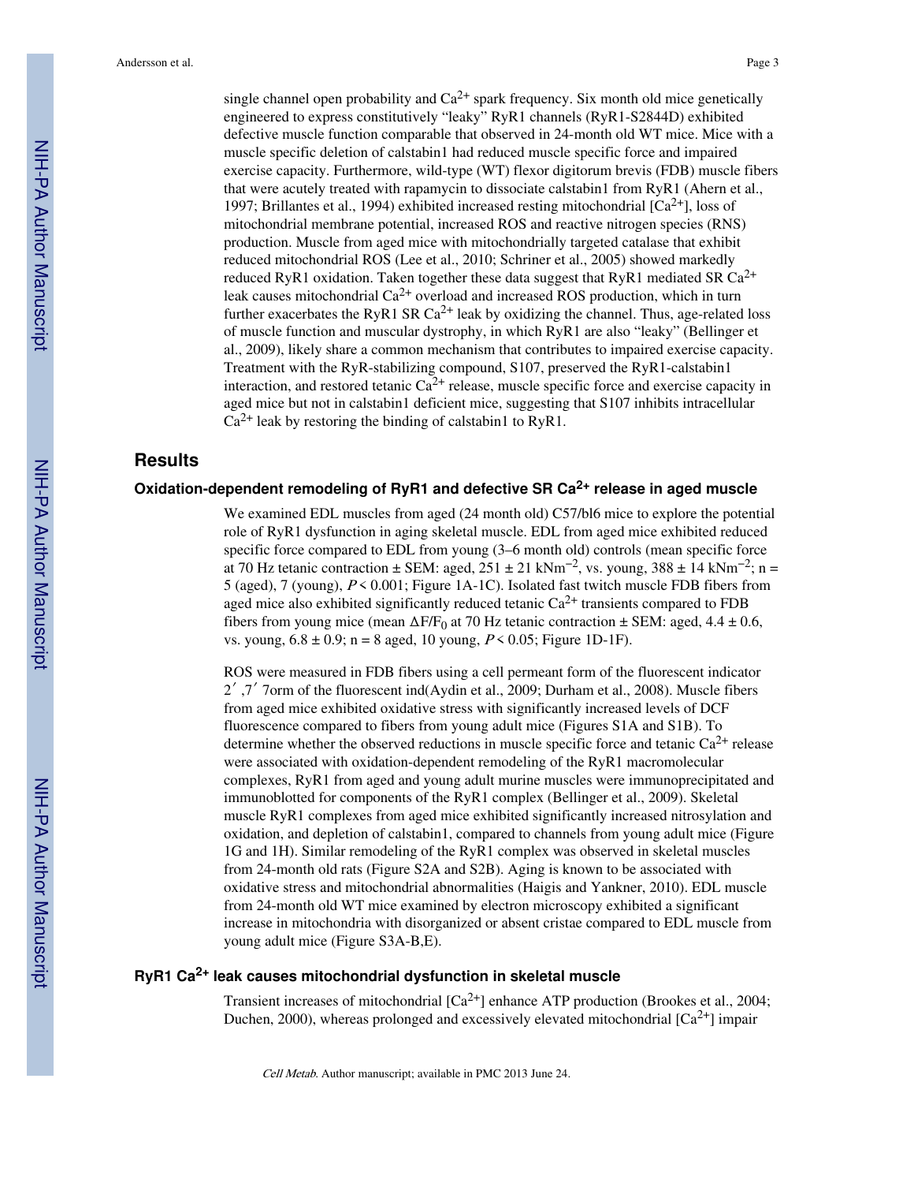single channel open probability and $Ca^{2+}$ spark frequency. Six month old mice genetically engineered to express constitutively "leaky" RyR1 channels (RyR1-S2844D) exhibited defective muscle function comparable that observed in 24-month old WT mice. Mice with a muscle specific deletion of calstabin1 had reduced muscle specific force and impaired exercise capacity. Furthermore, wild-type (WT) flexor digitorum brevis (FDB) muscle fibers that were acutely treated with rapamycin to dissociate calstabin1 from RyR1 (Ahern et al., 1997; Brillantes et al., 1994) exhibited increased resting mitochondrial [$Ca^{2+}$], loss of mitochondrial membrane potential, increased ROS and reactive nitrogen species (RNS) production. Muscle from aged mice with mitochondrially targeted catalase that exhibit reduced mitochondrial ROS (Lee et al., 2010; Schriner et al., 2005) showed markedly reduced RyR1 oxidation. Taken together these data suggest that RyR1 mediated SR $Ca^{2+}$ leak causes mitochondrial $Ca^{2+}$ overload and increased ROS production, which in turn further exacerbates the RyR1 SR $Ca^{2+}$ leak by oxidizing the channel. Thus, age-related loss of muscle function and muscular dystrophy, in which RyR1 are also "leaky" (Bellinger et al., 2009), likely share a common mechanism that contributes to impaired exercise capacity. Treatment with the RyR-stabilizing compound, S107, preserved the RyR1-calstabin1 interaction, and restored tetanic $Ca^{2+}$ release, muscle specific force and exercise capacity in aged mice but not in calstabin1 deficient mice, suggesting that S107 inhibits intracellular $Ca^{2+}$ leak by restoring the binding of calstabin1 to RyR1.

## Results

### Oxidation-dependent remodeling of RyR1 and defective SR $Ca^{2+}$ release in aged muscle

We examined EDL muscles from aged (24 month old) C57/bl6 mice to explore the potential role of RyR1 dysfunction in aging skeletal muscle. EDL from aged mice exhibited reduced specific force compared to EDL from young (3–6 month old) controls (mean specific force at 70 Hz tetanic contraction ± SEM: aged, 251 ± 21 $kNm^{-2}$, vs. young, 388 ± 14 $kNm^{-2}$; n = 5 (aged), 7 (young), $P < 0.001$; Figure 1A-1C). Isolated fast twitch muscle FDB fibers from aged mice also exhibited significantly reduced tetanic $Ca^{2+}$ transients compared to FDB fibers from young mice (mean $\Delta F/F_0$ at 70 Hz tetanic contraction ± SEM: aged, 4.4 ± 0.6, vs. young, 6.8 ± 0.9; n = 8 aged, 10 young, $P < 0.05$; Figure 1D-1F).

ROS were measured in FDB fibers using a cell permeant form of the fluorescent indicator 2′ ,7′ 7orm of the fluorescent ind(Aydin et al., 2009; Durham et al., 2008). Muscle fibers from aged mice exhibited oxidative stress with significantly increased levels of DCF fluorescence compared to fibers from young adult mice (Figures S1A and S1B). To determine whether the observed reductions in muscle specific force and tetanic $Ca^{2+}$ release were associated with oxidation-dependent remodeling of the RyR1 macromolecular complexes, RyR1 from aged and young adult murine muscles were immunoprecipitated and immunoblotted for components of the RyR1 complex (Bellinger et al., 2009). Skeletal muscle RyR1 complexes from aged mice exhibited significantly increased nitrosylation and oxidation, and depletion of calstabin1, compared to channels from young adult mice (Figure 1G and 1H). Similar remodeling of the RyR1 complex was observed in skeletal muscles from 24-month old rats (Figure S2A and S2B). Aging is known to be associated with oxidative stress and mitochondrial abnormalities (Haigis and Yankner, 2010). EDL muscle from 24-month old WT mice examined by electron microscopy exhibited a significant increase in mitochondria with disorganized or absent cristae compared to EDL muscle from young adult mice (Figure S3A-B,E).

### RyR1 $Ca^{2+}$ leak causes mitochondrial dysfunction in skeletal muscle

Transient increases of mitochondrial [$Ca^{2+}$] enhance ATP production (Brookes et al., 2004; Duchen, 2000), whereas prolonged and excessively elevated mitochondrial [$Ca^{2+}$] impair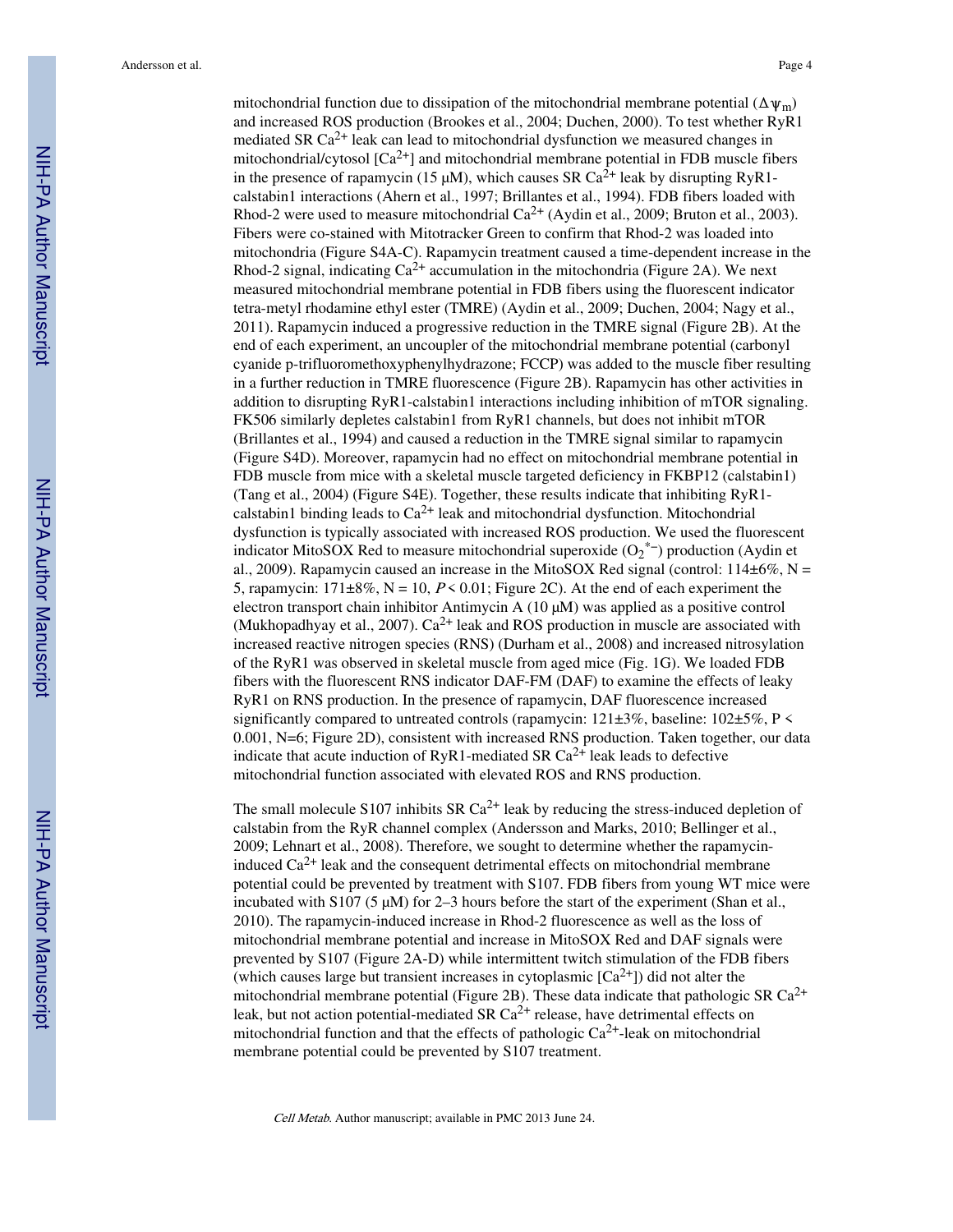mitochondrial function due to dissipation of the mitochondrial membrane potential ($\Delta\psi_m$) and increased ROS production (Brookes et al., 2004; Duchen, 2000). To test whether RyR1 mediated SR $Ca^{2+}$ leak can lead to mitochondrial dysfunction we measured changes in mitochondrial/cytosol [$Ca^{2+}$] and mitochondrial membrane potential in FDB muscle fibers in the presence of rapamycin (15 μM), which causes SR $Ca^{2+}$ leak by disrupting RyR1-calstabin1 interactions (Ahern et al., 1997; Brillantes et al., 1994). FDB fibers loaded with Rhod-2 were used to measure mitochondrial $Ca^{2+}$ (Aydin et al., 2009; Bruton et al., 2003). Fibers were co-stained with Mitotracker Green to confirm that Rhod-2 was loaded into mitochondria (Figure S4A-C). Rapamycin treatment caused a time-dependent increase in the Rhod-2 signal, indicating $Ca^{2+}$ accumulation in the mitochondria (Figure 2A). We next measured mitochondrial membrane potential in FDB fibers using the fluorescent indicator tetra-metyl rhodamine ethyl ester (TMRE) (Aydin et al., 2009; Duchen, 2004; Nagy et al., 2011). Rapamycin induced a progressive reduction in the TMRE signal (Figure 2B). At the end of each experiment, an uncoupler of the mitochondrial membrane potential (carbonyl cyanide p-trifluoromethoxyphenylhydrazone; FCCP) was added to the muscle fiber resulting in a further reduction in TMRE fluorescence (Figure 2B). Rapamycin has other activities in addition to disrupting RyR1-calstabin1 interactions including inhibition of mTOR signaling. FK506 similarly depletes calstabin1 from RyR1 channels, but does not inhibit mTOR (Brillantes et al., 1994) and caused a reduction in the TMRE signal similar to rapamycin (Figure S4D). Moreover, rapamycin had no effect on mitochondrial membrane potential in FDB muscle from mice with a skeletal muscle targeted deficiency in FKBP12 (calstabin1) (Tang et al., 2004) (Figure S4E). Together, these results indicate that inhibiting RyR1-calstabin1 binding leads to $Ca^{2+}$ leak and mitochondrial dysfunction. Mitochondrial dysfunction is typically associated with increased ROS production. We used the fluorescent indicator MitoSOX Red to measure mitochondrial superoxide ($O_2^{*-}$) production (Aydin et al., 2009). Rapamycin caused an increase in the MitoSOX Red signal (control: 114±6%, N = 5, rapamycin: 171±8%, N = 10, $P < 0.01$; Figure 2C). At the end of each experiment the electron transport chain inhibitor Antimycin A (10 μM) was applied as a positive control (Mukhopadhyay et al., 2007). $Ca^{2+}$ leak and ROS production in muscle are associated with increased reactive nitrogen species (RNS) (Durham et al., 2008) and increased nitrosylation of the RyR1 was observed in skeletal muscle from aged mice (Fig. 1G). We loaded FDB fibers with the fluorescent RNS indicator DAF-FM (DAF) to examine the effects of leaky RyR1 on RNS production. In the presence of rapamycin, DAF fluorescence increased significantly compared to untreated controls (rapamycin: 121±3%, baseline: 102±5%, $P < 0.001$, N=6; Figure 2D), consistent with increased RNS production. Taken together, our data indicate that acute induction of RyR1-mediated SR $Ca^{2+}$ leak leads to defective mitochondrial function associated with elevated ROS and RNS production.

The small molecule S107 inhibits SR $Ca^{2+}$ leak by reducing the stress-induced depletion of calstabin from the RyR channel complex (Andersson and Marks, 2010; Bellinger et al., 2009; Lehnart et al., 2008). Therefore, we sought to determine whether the rapamycin-induced $Ca^{2+}$ leak and the consequent detrimental effects on mitochondrial membrane potential could be prevented by treatment with S107. FDB fibers from young WT mice were incubated with S107 (5 μM) for 2–3 hours before the start of the experiment (Shan et al., 2010). The rapamycin-induced increase in Rhod-2 fluorescence as well as the loss of mitochondrial membrane potential and increase in MitoSOX Red and DAF signals were prevented by S107 (Figure 2A-D) while intermittent twitch stimulation of the FDB fibers (which causes large but transient increases in cytoplasmic [$Ca^{2+}$]) did not alter the mitochondrial membrane potential (Figure 2B). These data indicate that pathologic SR $Ca^{2+}$ leak, but not action potential-mediated SR $Ca^{2+}$ release, have detrimental effects on mitochondrial function and that the effects of pathologic $Ca^{2+}$-leak on mitochondrial membrane potential could be prevented by S107 treatment.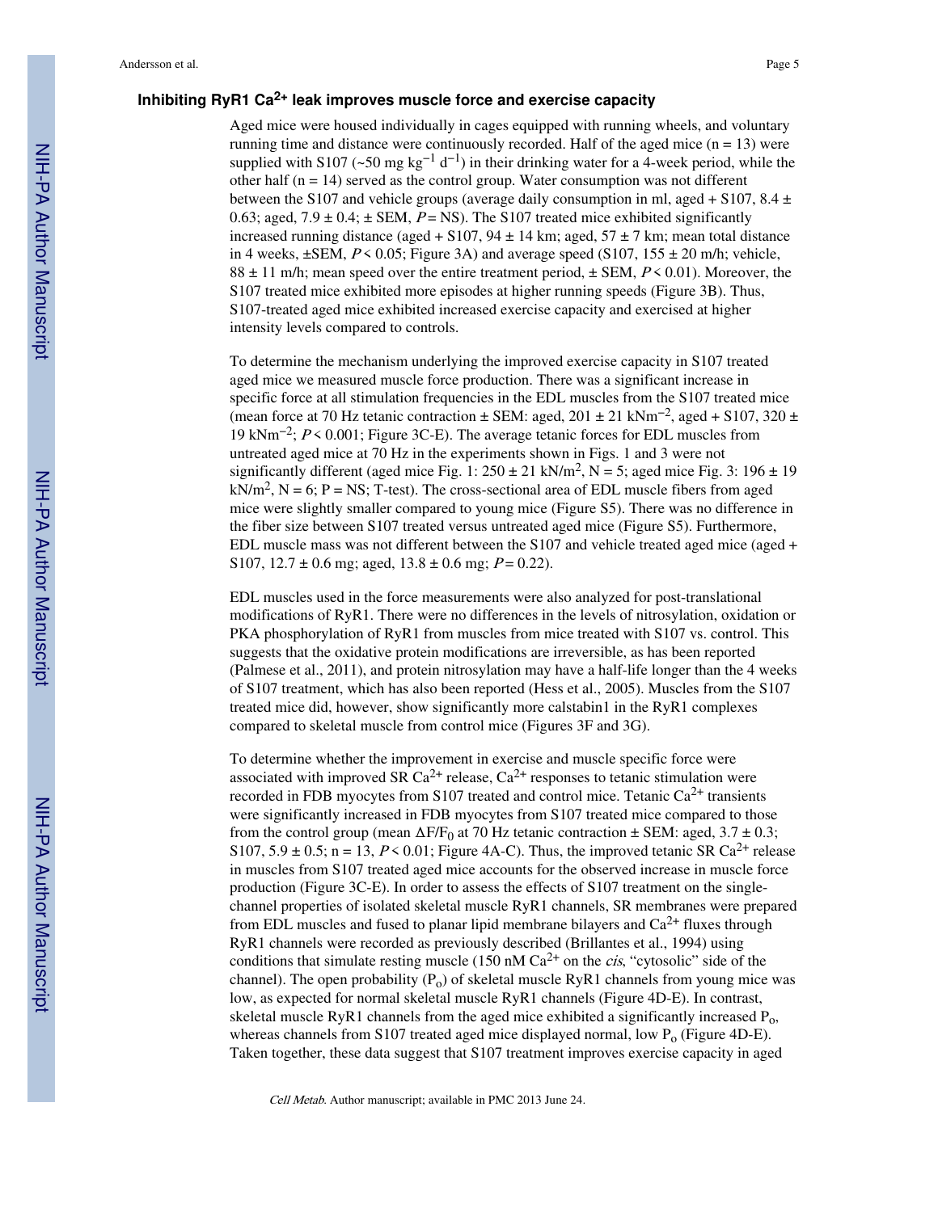### Inhibiting RyR1 $Ca^{2+}$ leak improves muscle force and exercise capacity

Aged mice were housed individually in cages equipped with running wheels, and voluntary running time and distance were continuously recorded. Half of the aged mice (n = 13) were supplied with S107 (~50 mg $kg^{-1}$ $d^{-1}$) in their drinking water for a 4-week period, while the other half (n = 14) served as the control group. Water consumption was not different between the S107 and vehicle groups (average daily consumption in ml, aged + S107, 8.4 ± 0.63; aged, 7.9 ± 0.4; ± SEM, $P$ = NS). The S107 treated mice exhibited significantly increased running distance (aged + S107, 94 ± 14 km; aged, 57 ± 7 km; mean total distance in 4 weeks, ±SEM, $P < 0.05$; Figure 3A) and average speed (S107, 155 ± 20 m/h; vehicle, 88 ± 11 m/h; mean speed over the entire treatment period, ± SEM, $P < 0.01$). Moreover, the S107 treated mice exhibited more episodes at higher running speeds (Figure 3B). Thus, S107-treated aged mice exhibited increased exercise capacity and exercised at higher intensity levels compared to controls.

To determine the mechanism underlying the improved exercise capacity in S107 treated aged mice we measured muscle force production. There was a significant increase in specific force at all stimulation frequencies in the EDL muscles from the S107 treated mice (mean force at 70 Hz tetanic contraction ± SEM: aged, 201 ± 21 $kNm^{-2}$, aged + S107, 320 ± 19 $kNm^{-2}$; $P < 0.001$; Figure 3C-E). The average tetanic forces for EDL muscles from untreated aged mice at 70 Hz in the experiments shown in Figs. 1 and 3 were not significantly different (aged mice Fig. 1: 250 ± 21 $kN/m^2$, N = 5; aged mice Fig. 3: 196 ± 19 $kN/m^2$, N = 6; P = NS; T-test). The cross-sectional area of EDL muscle fibers from aged mice were slightly smaller compared to young mice (Figure S5). There was no difference in the fiber size between S107 treated versus untreated aged mice (Figure S5). Furthermore, EDL muscle mass was not different between the S107 and vehicle treated aged mice (aged + S107, 12.7 ± 0.6 mg; aged, 13.8 ± 0.6 mg; $P = 0.22$).

EDL muscles used in the force measurements were also analyzed for post-translational modifications of RyR1. There were no differences in the levels of nitrosylation, oxidation or PKA phosphorylation of RyR1 from muscles from mice treated with S107 vs. control. This suggests that the oxidative protein modifications are irreversible, as has been reported (Palmese et al., 2011), and protein nitrosylation may have a half-life longer than the 4 weeks of S107 treatment, which has also been reported (Hess et al., 2005). Muscles from the S107 treated mice did, however, show significantly more calstabin1 in the RyR1 complexes compared to skeletal muscle from control mice (Figures 3F and 3G).

To determine whether the improvement in exercise and muscle specific force were associated with improved SR $Ca^{2+}$ release, $Ca^{2+}$ responses to tetanic stimulation were recorded in FDB myocytes from S107 treated and control mice. Tetanic $Ca^{2+}$ transients were significantly increased in FDB myocytes from S107 treated mice compared to those from the control group (mean $\Delta F/F_0$ at 70 Hz tetanic contraction ± SEM: aged, 3.7 ± 0.3; S107, 5.9 ± 0.5; n = 13, $P < 0.01$; Figure 4A-C). Thus, the improved tetanic SR $Ca^{2+}$ release in muscles from S107 treated aged mice accounts for the observed increase in muscle force production (Figure 3C-E). In order to assess the effects of S107 treatment on the single-channel properties of isolated skeletal muscle RyR1 channels, SR membranes were prepared from EDL muscles and fused to planar lipid membrane bilayers and $Ca^{2+}$ fluxes through RyR1 channels were recorded as previously described (Brillantes et al., 1994) using conditions that simulate resting muscle (150 nM $Ca^{2+}$ on the *cis*, "cytosolic" side of the channel). The open probability ($P_o$) of skeletal muscle RyR1 channels from young mice was low, as expected for normal skeletal muscle RyR1 channels (Figure 4D-E). In contrast, skeletal muscle RyR1 channels from the aged mice exhibited a significantly increased $P_o$, whereas channels from S107 treated aged mice displayed normal, low $P_o$ (Figure 4D-E). Taken together, these data suggest that S107 treatment improves exercise capacity in aged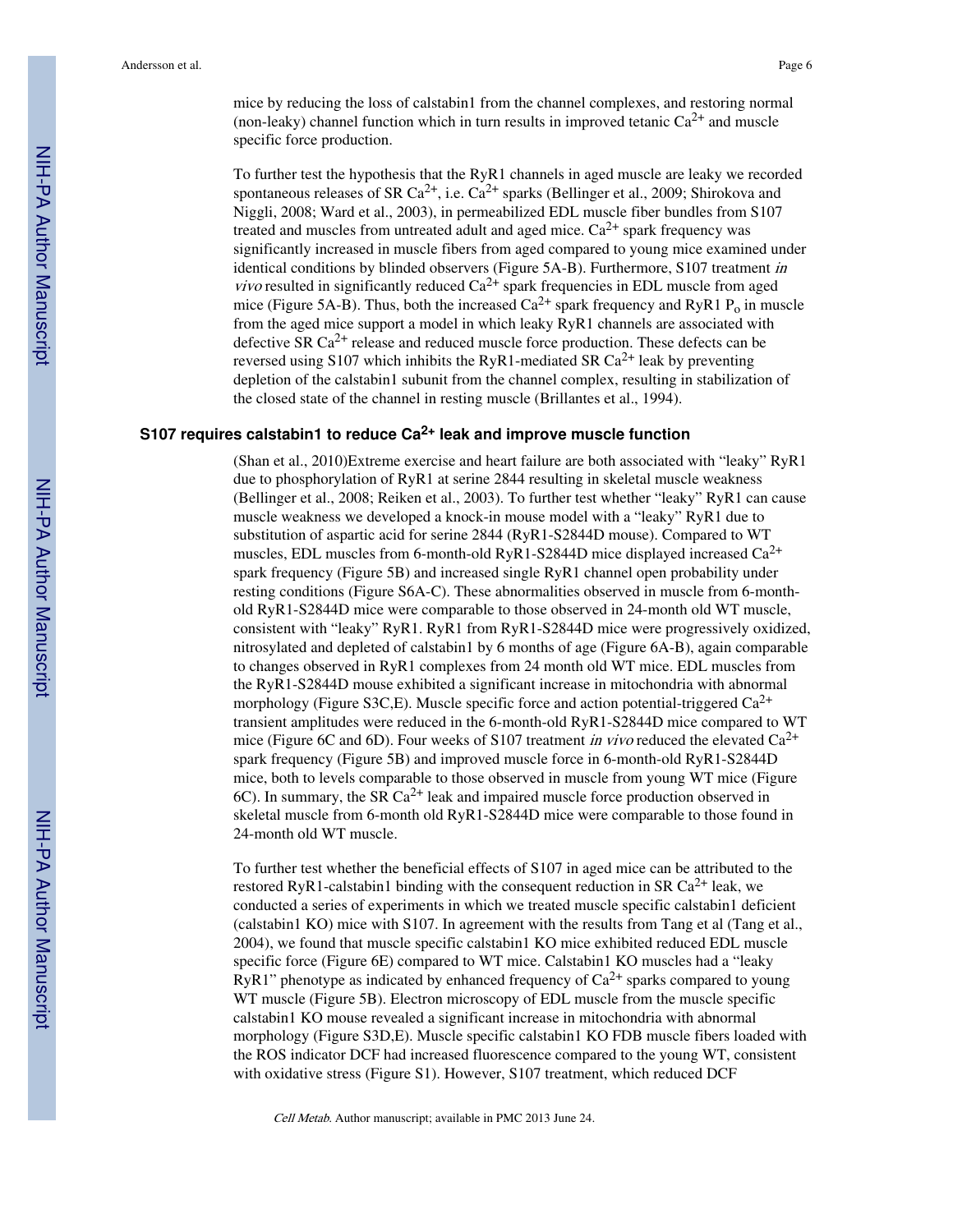mice by reducing the loss of calstabin1 from the channel complexes, and restoring normal (non-leaky) channel function which in turn results in improved tetanic $Ca^{2+}$ and muscle specific force production.

To further test the hypothesis that the RyR1 channels in aged muscle are leaky we recorded spontaneous releases of SR $Ca^{2+}$, i.e. $Ca^{2+}$ sparks (Bellinger et al., 2009; Shirokova and Niggli, 2008; Ward et al., 2003), in permeabilized EDL muscle fiber bundles from S107 treated and muscles from untreated adult and aged mice. $Ca^{2+}$ spark frequency was significantly increased in muscle fibers from aged compared to young mice examined under identical conditions by blinded observers (Figure 5A-B). Furthermore, S107 treatment *in vivo* resulted in significantly reduced $Ca^{2+}$ spark frequencies in EDL muscle from aged mice (Figure 5A-B). Thus, both the increased $Ca^{2+}$ spark frequency and RyR1 $P_o$ in muscle from the aged mice support a model in which leaky RyR1 channels are associated with defective SR $Ca^{2+}$ release and reduced muscle force production. These defects can be reversed using S107 which inhibits the RyR1-mediated SR $Ca^{2+}$ leak by preventing depletion of the calstabin1 subunit from the channel complex, resulting in stabilization of the closed state of the channel in resting muscle (Brillantes et al., 1994).

## S107 requires calstabin1 to reduce $Ca^{2+}$ leak and improve muscle function

(Shan et al., 2010)Extreme exercise and heart failure are both associated with "leaky" RyR1 due to phosphorylation of RyR1 at serine 2844 resulting in skeletal muscle weakness (Bellinger et al., 2008; Reiken et al., 2003). To further test whether "leaky" RyR1 can cause muscle weakness we developed a knock-in mouse model with a "leaky" RyR1 due to substitution of aspartic acid for serine 2844 (RyR1-S2844D mouse). Compared to WT muscles, EDL muscles from 6-month-old RyR1-S2844D mice displayed increased $Ca^{2+}$ spark frequency (Figure 5B) and increased single RyR1 channel open probability under resting conditions (Figure S6A-C). These abnormalities observed in muscle from 6-month-old RyR1-S2844D mice were comparable to those observed in 24-month old WT muscle, consistent with "leaky" RyR1. RyR1 from RyR1-S2844D mice were progressively oxidized, nitrosylated and depleted of calstabin1 by 6 months of age (Figure 6A-B), again comparable to changes observed in RyR1 complexes from 24 month old WT mice. EDL muscles from the RyR1-S2844D mouse exhibited a significant increase in mitochondria with abnormal morphology (Figure S3C,E). Muscle specific force and action potential-triggered $Ca^{2+}$ transient amplitudes were reduced in the 6-month-old RyR1-S2844D mice compared to WT mice (Figure 6C and 6D). Four weeks of S107 treatment *in vivo* reduced the elevated $Ca^{2+}$ spark frequency (Figure 5B) and improved muscle force in 6-month-old RyR1-S2844D mice, both to levels comparable to those observed in muscle from young WT mice (Figure 6C). In summary, the SR $Ca^{2+}$ leak and impaired muscle force production observed in skeletal muscle from 6-month old RyR1-S2844D mice were comparable to those found in 24-month old WT muscle.

To further test whether the beneficial effects of S107 in aged mice can be attributed to the restored RyR1-calstabin1 binding with the consequent reduction in SR $Ca^{2+}$ leak, we conducted a series of experiments in which we treated muscle specific calstabin1 deficient (calstabin1 KO) mice with S107. In agreement with the results from Tang et al (Tang et al., 2004), we found that muscle specific calstabin1 KO mice exhibited reduced EDL muscle specific force (Figure 6E) compared to WT mice. Calstabin1 KO muscles had a "leaky RyR1" phenotype as indicated by enhanced frequency of $Ca^{2+}$ sparks compared to young WT muscle (Figure 5B). Electron microscopy of EDL muscle from the muscle specific calstabin1 KO mouse revealed a significant increase in mitochondria with abnormal morphology (Figure S3D,E). Muscle specific calstabin1 KO FDB muscle fibers loaded with the ROS indicator DCF had increased fluorescence compared to the young WT, consistent with oxidative stress (Figure S1). However, S107 treatment, which reduced DCF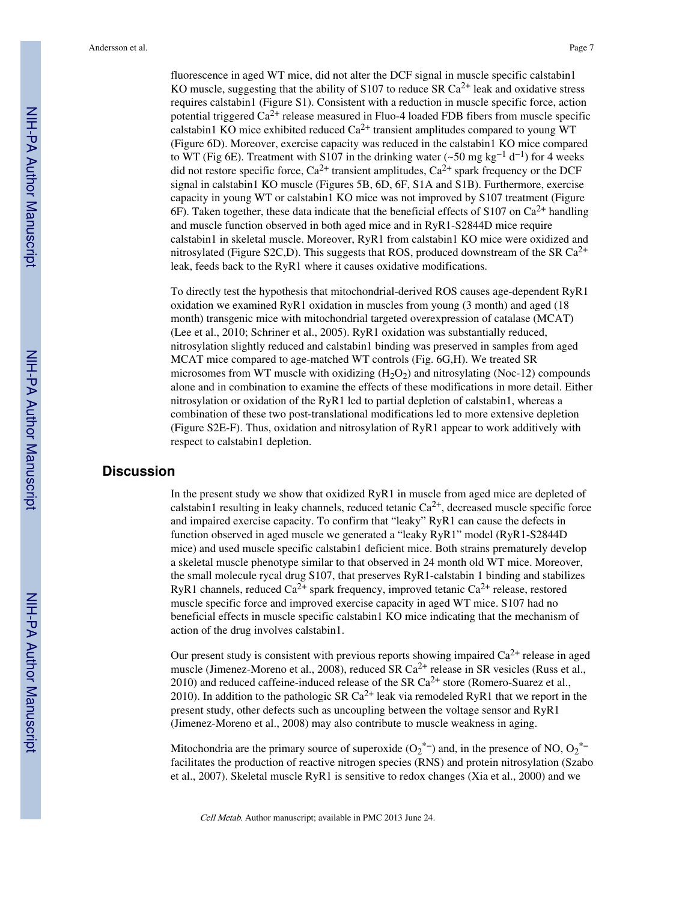fluorescence in aged WT mice, did not alter the DCF signal in muscle specific calstabin1 KO muscle, suggesting that the ability of S107 to reduce SR $Ca^{2+}$ leak and oxidative stress requires calstabin1 (Figure S1). Consistent with a reduction in muscle specific force, action potential triggered $Ca^{2+}$ release measured in Fluo-4 loaded FDB fibers from muscle specific calstabin1 KO mice exhibited reduced $Ca^{2+}$ transient amplitudes compared to young WT (Figure 6D). Moreover, exercise capacity was reduced in the calstabin1 KO mice compared to WT (Fig 6E). Treatment with S107 in the drinking water (~50 mg $kg^{-1}$ $d^{-1}$) for 4 weeks did not restore specific force, $Ca^{2+}$ transient amplitudes, $Ca^{2+}$ spark frequency or the DCF signal in calstabin1 KO muscle (Figures 5B, 6D, 6F, S1A and S1B). Furthermore, exercise capacity in young WT or calstabin1 KO mice was not improved by S107 treatment (Figure 6F). Taken together, these data indicate that the beneficial effects of S107 on $Ca^{2+}$ handling and muscle function observed in both aged mice and in RyR1-S2844D mice require calstabin1 in skeletal muscle. Moreover, RyR1 from calstabin1 KO mice were oxidized and nitrosylated (Figure S2C,D). This suggests that ROS, produced downstream of the SR $Ca^{2+}$ leak, feeds back to the RyR1 where it causes oxidative modifications.

To directly test the hypothesis that mitochondrial-derived ROS causes age-dependent RyR1 oxidation we examined RyR1 oxidation in muscles from young (3 month) and aged (18 month) transgenic mice with mitochondrial targeted overexpression of catalase (MCAT) (Lee et al., 2010; Schriner et al., 2005). RyR1 oxidation was substantially reduced, nitrosylation slightly reduced and calstabin1 binding was preserved in samples from aged MCAT mice compared to age-matched WT controls (Fig. 6G,H). We treated SR microsomes from WT muscle with oxidizing ($H_2O_2$) and nitrosylating (Noc-12) compounds alone and in combination to examine the effects of these modifications in more detail. Either nitrosylation or oxidation of the RyR1 led to partial depletion of calstabin1, whereas a combination of these two post-translational modifications led to more extensive depletion (Figure S2E-F). Thus, oxidation and nitrosylation of RyR1 appear to work additively with respect to calstabin1 depletion.

## Discussion

In the present study we show that oxidized RyR1 in muscle from aged mice are depleted of calstabin1 resulting in leaky channels, reduced tetanic $Ca^{2+}$, decreased muscle specific force and impaired exercise capacity. To confirm that "leaky" RyR1 can cause the defects in function observed in aged muscle we generated a "leaky RyR1" model (RyR1-S2844D mice) and used muscle specific calstabin1 deficient mice. Both strains prematurely develop a skeletal muscle phenotype similar to that observed in 24 month old WT mice. Moreover, the small molecule rycal drug S107, that preserves RyR1-calstabin 1 binding and stabilizes RyR1 channels, reduced $Ca^{2+}$ spark frequency, improved tetanic $Ca^{2+}$ release, restored muscle specific force and improved exercise capacity in aged WT mice. S107 had no beneficial effects in muscle specific calstabin1 KO mice indicating that the mechanism of action of the drug involves calstabin1.

Our present study is consistent with previous reports showing impaired $Ca^{2+}$ release in aged muscle (Jimenez-Moreno et al., 2008), reduced SR $Ca^{2+}$ release in SR vesicles (Russ et al., 2010) and reduced caffeine-induced release of the SR $Ca^{2+}$ store (Romero-Suarez et al., 2010). In addition to the pathologic SR $Ca^{2+}$ leak via remodeled RyR1 that we report in the present study, other defects such as uncoupling between the voltage sensor and RyR1 (Jimenez-Moreno et al., 2008) may also contribute to muscle weakness in aging.

Mitochondria are the primary source of superoxide ($O_2^{*-}$) and, in the presence of NO, $O_2^{*-}$ facilitates the production of reactive nitrogen species (RNS) and protein nitrosylation (Szabo et al., 2007). Skeletal muscle RyR1 is sensitive to redox changes (Xia et al., 2000) and we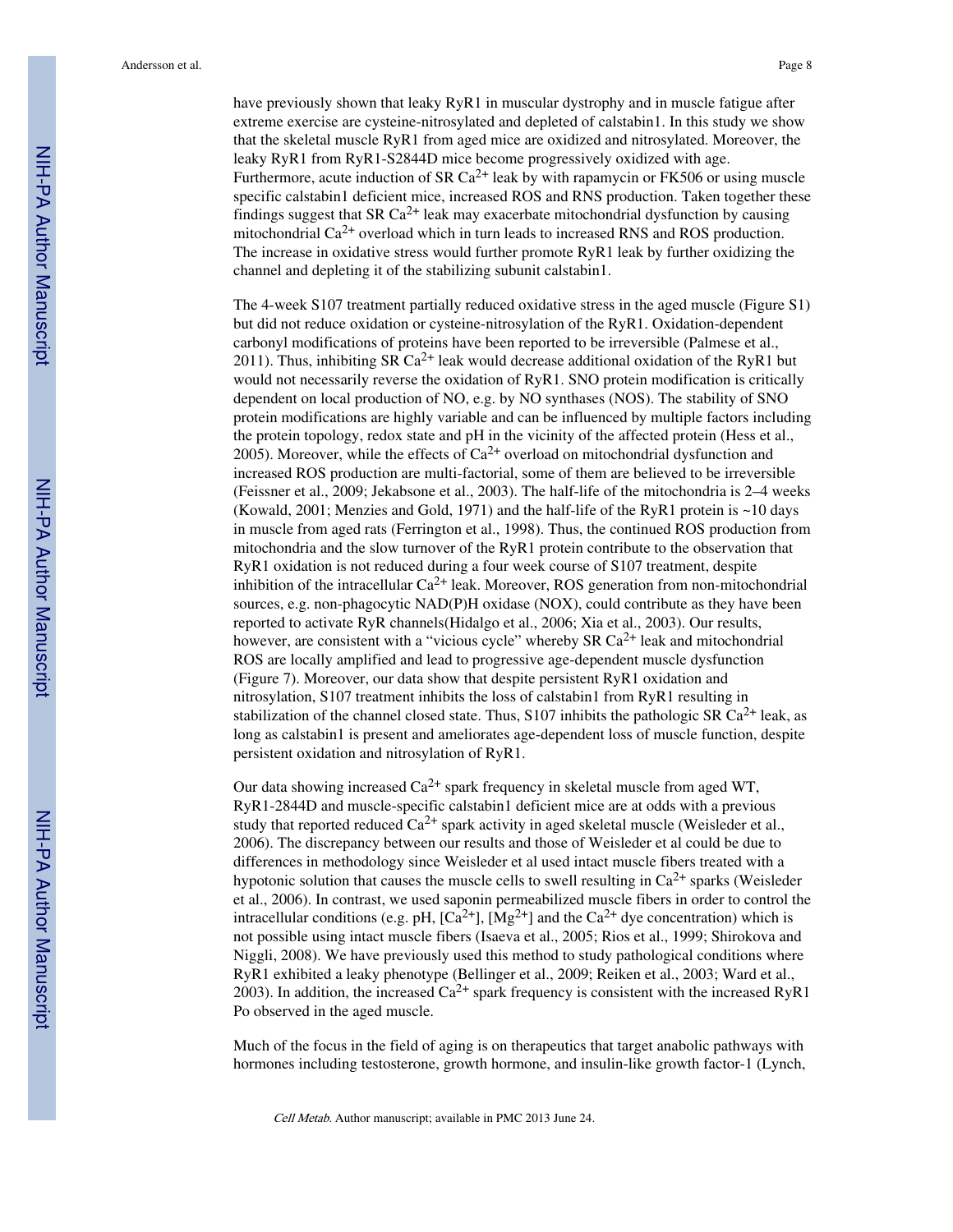have previously shown that leaky RyR1 in muscular dystrophy and in muscle fatigue after extreme exercise are cysteine-nitrosylated and depleted of calstabin1. In this study we show that the skeletal muscle RyR1 from aged mice are oxidized and nitrosylated. Moreover, the leaky RyR1 from RyR1-S2844D mice become progressively oxidized with age. Furthermore, acute induction of SR $Ca^{2+}$ leak by with rapamycin or FK506 or using muscle specific calstabin1 deficient mice, increased ROS and RNS production. Taken together these findings suggest that SR $Ca^{2+}$ leak may exacerbate mitochondrial dysfunction by causing mitochondrial $Ca^{2+}$ overload which in turn leads to increased RNS and ROS production. The increase in oxidative stress would further promote RyR1 leak by further oxidizing the channel and depleting it of the stabilizing subunit calstabin1.

The 4-week S107 treatment partially reduced oxidative stress in the aged muscle (Figure S1) but did not reduce oxidation or cysteine-nitrosylation of the RyR1. Oxidation-dependent carbonyl modifications of proteins have been reported to be irreversible (Palmese et al., 2011). Thus, inhibiting SR $Ca^{2+}$ leak would decrease additional oxidation of the RyR1 but would not necessarily reverse the oxidation of RyR1. SNO protein modification is critically dependent on local production of NO, e.g. by NO synthases (NOS). The stability of SNO protein modifications are highly variable and can be influenced by multiple factors including the protein topology, redox state and pH in the vicinity of the affected protein (Hess et al., 2005). Moreover, while the effects of $Ca^{2+}$ overload on mitochondrial dysfunction and increased ROS production are multi-factorial, some of them are believed to be irreversible (Feissner et al., 2009; Jekabsone et al., 2003). The half-life of the mitochondria is 2–4 weeks (Kowald, 2001; Menzies and Gold, 1971) and the half-life of the RyR1 protein is ~10 days in muscle from aged rats (Ferrington et al., 1998). Thus, the continued ROS production from mitochondria and the slow turnover of the RyR1 protein contribute to the observation that RyR1 oxidation is not reduced during a four week course of S107 treatment, despite inhibition of the intracellular $Ca^{2+}$ leak. Moreover, ROS generation from non-mitochondrial sources, e.g. non-phagocytic NAD(P)H oxidase (NOX), could contribute as they have been reported to activate RyR channels(Hidalgo et al., 2006; Xia et al., 2003). Our results, however, are consistent with a "vicious cycle" whereby SR $Ca^{2+}$ leak and mitochondrial ROS are locally amplified and lead to progressive age-dependent muscle dysfunction (Figure 7). Moreover, our data show that despite persistent RyR1 oxidation and nitrosylation, S107 treatment inhibits the loss of calstabin1 from RyR1 resulting in stabilization of the channel closed state. Thus, S107 inhibits the pathologic SR $Ca^{2+}$ leak, as long as calstabin1 is present and ameliorates age-dependent loss of muscle function, despite persistent oxidation and nitrosylation of RyR1.

Our data showing increased $Ca^{2+}$ spark frequency in skeletal muscle from aged WT, RyR1-2844D and muscle-specific calstabin1 deficient mice are at odds with a previous study that reported reduced $Ca^{2+}$ spark activity in aged skeletal muscle (Weisleder et al., 2006). The discrepancy between our results and those of Weisleder et al could be due to differences in methodology since Weisleder et al used intact muscle fibers treated with a hypotonic solution that causes the muscle cells to swell resulting in $Ca^{2+}$ sparks (Weisleder et al., 2006). In contrast, we used saponin permeabilized muscle fibers in order to control the intracellular conditions (e.g. pH, $[Ca^{2+}]$, $[Mg^{2+}]$ and the $Ca^{2+}$ dye concentration) which is not possible using intact muscle fibers (Isaeva et al., 2005; Rios et al., 1999; Shirokova and Niggli, 2008). We have previously used this method to study pathological conditions where RyR1 exhibited a leaky phenotype (Bellinger et al., 2009; Reiken et al., 2003; Ward et al., 2003). In addition, the increased $Ca^{2+}$ spark frequency is consistent with the increased RyR1 Po observed in the aged muscle.

Much of the focus in the field of aging is on therapeutics that target anabolic pathways with hormones including testosterone, growth hormone, and insulin-like growth factor-1 (Lynch,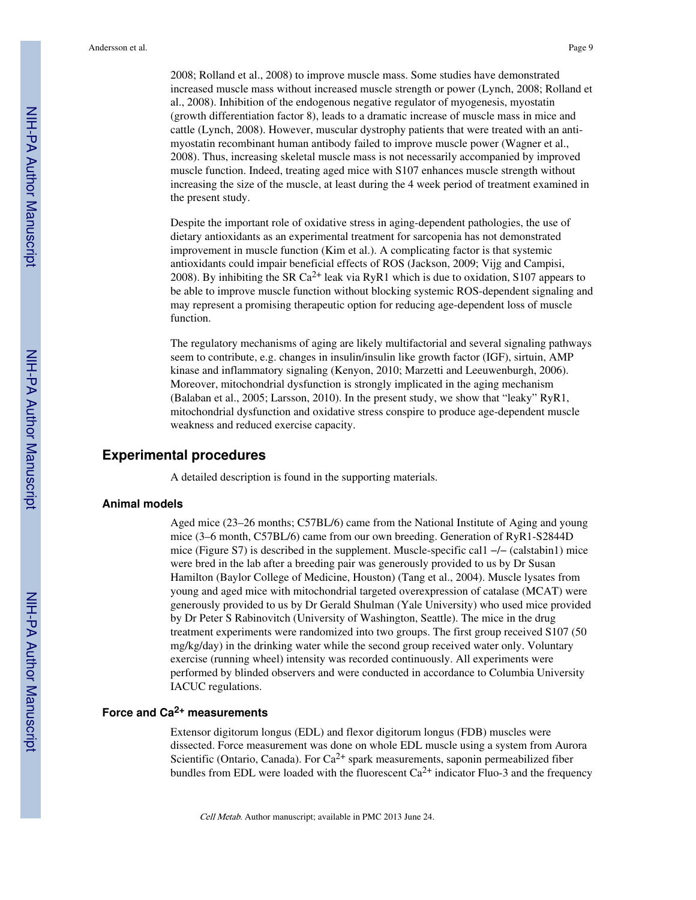2008; Rolland et al., 2008) to improve muscle mass. Some studies have demonstrated increased muscle mass without increased muscle strength or power (Lynch, 2008; Rolland et al., 2008). Inhibition of the endogenous negative regulator of myogenesis, myostatin (growth differentiation factor 8), leads to a dramatic increase of muscle mass in mice and cattle (Lynch, 2008). However, muscular dystrophy patients that were treated with an anti-myostatin recombinant human antibody failed to improve muscle power (Wagner et al., 2008). Thus, increasing skeletal muscle mass is not necessarily accompanied by improved muscle function. Indeed, treating aged mice with S107 enhances muscle strength without increasing the size of the muscle, at least during the 4 week period of treatment examined in the present study.

Despite the important role of oxidative stress in aging-dependent pathologies, the use of dietary antioxidants as an experimental treatment for sarcopenia has not demonstrated improvement in muscle function (Kim et al.). A complicating factor is that systemic antioxidants could impair beneficial effects of ROS (Jackson, 2009; Vijg and Campisi, 2008). By inhibiting the SR $Ca^{2+}$ leak via RyR1 which is due to oxidation, S107 appears to be able to improve muscle function without blocking systemic ROS-dependent signaling and may represent a promising therapeutic option for reducing age-dependent loss of muscle function.

The regulatory mechanisms of aging are likely multifactorial and several signaling pathways seem to contribute, e.g. changes in insulin/insulin like growth factor (IGF), sirtuin, AMP kinase and inflammatory signaling (Kenyon, 2010; Marzetti and Leeuwenburgh, 2006). Moreover, mitochondrial dysfunction is strongly implicated in the aging mechanism (Balaban et al., 2005; Larsson, 2010). In the present study, we show that "leaky" RyR1, mitochondrial dysfunction and oxidative stress conspire to produce age-dependent muscle weakness and reduced exercise capacity.

## Experimental procedures

A detailed description is found in the supporting materials.

### Animal models

Aged mice (23–26 months; C57BL/6) came from the National Institute of Aging and young mice (3–6 month, C57BL/6) came from our own breeding. Generation of RyR1-S2844D mice (Figure S7) is described in the supplement. Muscle-specific cal1 −/− (calstabin1) mice were bred in the lab after a breeding pair was generously provided to us by Dr Susan Hamilton (Baylor College of Medicine, Houston) (Tang et al., 2004). Muscle lysates from young and aged mice with mitochondrial targeted overexpression of catalase (MCAT) were generously provided to us by Dr Gerald Shulman (Yale University) who used mice provided by Dr Peter S Rabinovitch (University of Washington, Seattle). The mice in the drug treatment experiments were randomized into two groups. The first group received S107 (50 mg/kg/day) in the drinking water while the second group received water only. Voluntary exercise (running wheel) intensity was recorded continuously. All experiments were performed by blinded observers and were conducted in accordance to Columbia University IACUC regulations.

### Force and $Ca^{2+}$ measurements

Extensor digitorum longus (EDL) and flexor digitorum longus (FDB) muscles were dissected. Force measurement was done on whole EDL muscle using a system from Aurora Scientific (Ontario, Canada). For $Ca^{2+}$ spark measurements, saponin permeabilized fiber bundles from EDL were loaded with the fluorescent $Ca^{2+}$ indicator Fluo-3 and the frequency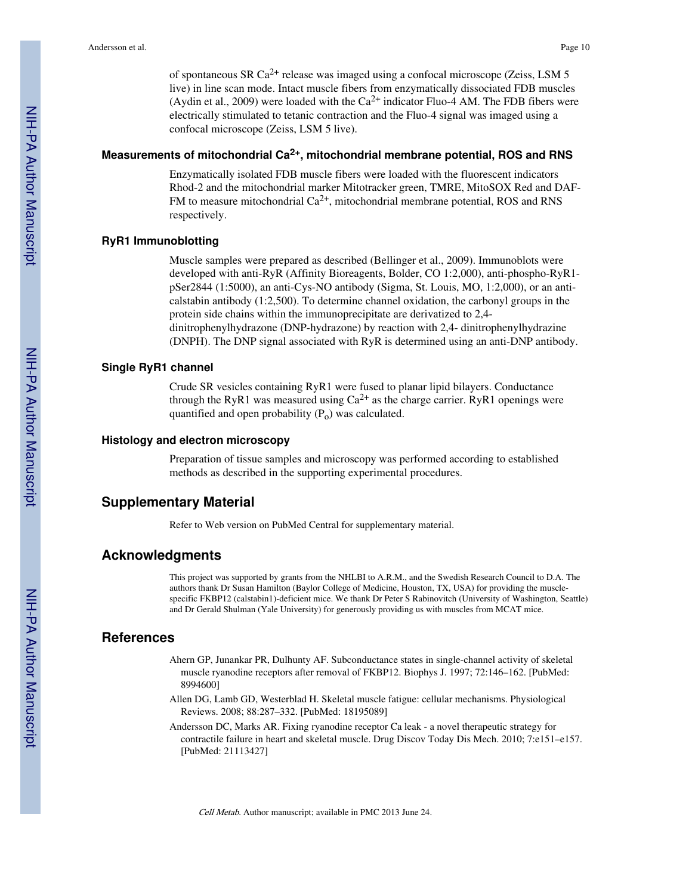of spontaneous SR $Ca^{2+}$ release was imaged using a confocal microscope (Zeiss, LSM 5 live) in line scan mode. Intact muscle fibers from enzymatically dissociated FDB muscles (Aydin et al., 2009) were loaded with the $Ca^{2+}$ indicator Fluo-4 AM. The FDB fibers were electrically stimulated to tetanic contraction and the Fluo-4 signal was imaged using a confocal microscope (Zeiss, LSM 5 live).

### Measurements of mitochondrial $Ca^{2+}$, mitochondrial membrane potential, ROS and RNS

Enzymatically isolated FDB muscle fibers were loaded with the fluorescent indicators Rhod-2 and the mitochondrial marker Mitotracker green, TMRE, MitoSOX Red and DAF-FM to measure mitochondrial $Ca^{2+}$, mitochondrial membrane potential, ROS and RNS respectively.

### RyR1 Immunoblotting

Muscle samples were prepared as described (Bellinger et al., 2009). Immunoblots were developed with anti-RyR (Affinity Bioreagents, Bolder, CO 1:2,000), anti-phospho-RyR1-pSer2844 (1:5000), an anti-Cys-NO antibody (Sigma, St. Louis, MO, 1:2,000), or an anti-calstabin antibody (1:2,500). To determine channel oxidation, the carbonyl groups in the protein side chains within the immunoprecipitate are derivatized to 2,4-dinitrophenylhydrazone (DNP-hydrazone) by reaction with 2,4- dinitrophenylhydrazine (DNPH). The DNP signal associated with RyR is determined using an anti-DNP antibody.

### Single RyR1 channel

Crude SR vesicles containing RyR1 were fused to planar lipid bilayers. Conductance through the RyR1 was measured using $Ca^{2+}$ as the charge carrier. RyR1 openings were quantified and open probability ($P_o$) was calculated.

### Histology and electron microscopy

Preparation of tissue samples and microscopy was performed according to established methods as described in the supporting experimental procedures.

## Supplementary Material

Refer to Web version on PubMed Central for supplementary material.

## Acknowledgments

This project was supported by grants from the NHLBI to A.R.M., and the Swedish Research Council to D.A. The authors thank Dr Susan Hamilton (Baylor College of Medicine, Houston, TX, USA) for providing the muscle-specific FKBP12 (calstabin1)-deficient mice. We thank Dr Peter S Rabinovitch (University of Washington, Seattle) and Dr Gerald Shulman (Yale University) for generously providing us with muscles from MCAT mice.

## References

Ahern GP, Junankar PR, Dulhunty AF. Subconductance states in single-channel activity of skeletal muscle ryanodine receptors after removal of FKBP12. Biophys J. 1997; 72:146–162. [PubMed: 8994600]

Allen DG, Lamb GD, Westerblad H. Skeletal muscle fatigue: cellular mechanisms. Physiological Reviews. 2008; 88:287–332. [PubMed: 18195089]

Andersson DC, Marks AR. Fixing ryanodine receptor Ca leak - a novel therapeutic strategy for contractile failure in heart and skeletal muscle. Drug Discov Today Dis Mech. 2010; 7:e151–e157. [PubMed: 21113427]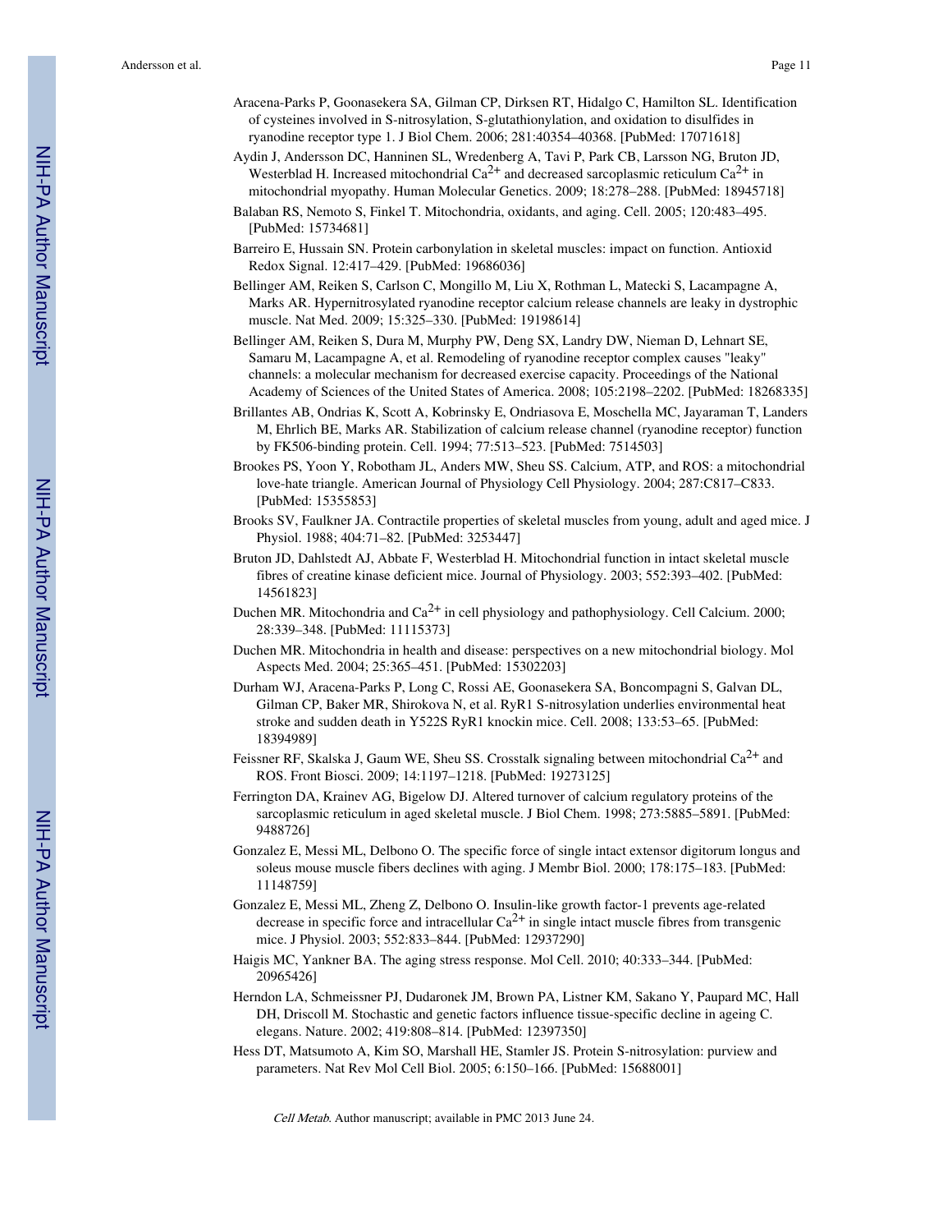Aracena-Parks P, Goonasekera SA, Gilman CP, Dirksen RT, Hidalgo C, Hamilton SL. Identification of cysteines involved in S-nitrosylation, S-glutathionylation, and oxidation to disulfides in ryanodine receptor type 1. J Biol Chem. 2006; 281:40354–40368. [PubMed: 17071618]

Aydin J, Andersson DC, Hanninen SL, Wredenberg A, Tavi P, Park CB, Larsson NG, Bruton JD, Westerblad H. Increased mitochondrial $Ca^{2+}$ and decreased sarcoplasmic reticulum $Ca^{2+}$ in mitochondrial myopathy. Human Molecular Genetics. 2009; 18:278–288. [PubMed: 18945718]

Balaban RS, Nemoto S, Finkel T. Mitochondria, oxidants, and aging. Cell. 2005; 120:483–495. [PubMed: 15734681]

Barreiro E, Hussain SN. Protein carbonylation in skeletal muscles: impact on function. Antioxid Redox Signal. 12:417–429. [PubMed: 19686036]

Bellinger AM, Reiken S, Carlson C, Mongillo M, Liu X, Rothman L, Matecki S, Lacampagne A, Marks AR. Hypernitrosylated ryanodine receptor calcium release channels are leaky in dystrophic muscle. Nat Med. 2009; 15:325–330. [PubMed: 19198614]

Bellinger AM, Reiken S, Dura M, Murphy PW, Deng SX, Landry DW, Nieman D, Lehnart SE, Samaru M, Lacampagne A, et al. Remodeling of ryanodine receptor complex causes "leaky" channels: a molecular mechanism for decreased exercise capacity. Proceedings of the National Academy of Sciences of the United States of America. 2008; 105:2198–2202. [PubMed: 18268335]

Brillantes AB, Ondrias K, Scott A, Kobrinsky E, Ondriasova E, Moschella MC, Jayaraman T, Landers M, Ehrlich BE, Marks AR. Stabilization of calcium release channel (ryanodine receptor) function by FK506-binding protein. Cell. 1994; 77:513–523. [PubMed: 7514503]

Brookes PS, Yoon Y, Robotham JL, Anders MW, Sheu SS. Calcium, ATP, and ROS: a mitochondrial love-hate triangle. American Journal of Physiology Cell Physiology. 2004; 287:C817–C833. [PubMed: 15355853]

Brooks SV, Faulkner JA. Contractile properties of skeletal muscles from young, adult and aged mice. J Physiol. 1988; 404:71–82. [PubMed: 3253447]

Bruton JD, Dahlstedt AJ, Abbate F, Westerblad H. Mitochondrial function in intact skeletal muscle fibres of creatine kinase deficient mice. Journal of Physiology. 2003; 552:393–402. [PubMed: 14561823]

Duchen MR. Mitochondria and $Ca^{2+}$ in cell physiology and pathophysiology. Cell Calcium. 2000; 28:339–348. [PubMed: 11115373]

Duchen MR. Mitochondria in health and disease: perspectives on a new mitochondrial biology. Mol Aspects Med. 2004; 25:365–451. [PubMed: 15302203]

Durham WJ, Aracena-Parks P, Long C, Rossi AE, Goonasekera SA, Boncompagni S, Galvan DL, Gilman CP, Baker MR, Shirokova N, et al. RyR1 S-nitrosylation underlies environmental heat stroke and sudden death in Y522S RyR1 knockin mice. Cell. 2008; 133:53–65. [PubMed: 18394989]

Feissner RF, Skalska J, Gaum WE, Sheu SS. Crosstalk signaling between mitochondrial $Ca^{2+}$ and ROS. Front Biosci. 2009; 14:1197–1218. [PubMed: 19273125]

Ferrington DA, Krainev AG, Bigelow DJ. Altered turnover of calcium regulatory proteins of the sarcoplasmic reticulum in aged skeletal muscle. J Biol Chem. 1998; 273:5885–5891. [PubMed: 9488726]

Gonzalez E, Messi ML, Delbono O. The specific force of single intact extensor digitorum longus and soleus mouse muscle fibers declines with aging. J Membr Biol. 2000; 178:175–183. [PubMed: 11148759]

Gonzalez E, Messi ML, Zheng Z, Delbono O. Insulin-like growth factor-1 prevents age-related decrease in specific force and intracellular $Ca^{2+}$ in single intact muscle fibres from transgenic mice. J Physiol. 2003; 552:833–844. [PubMed: 12937290]

Haigis MC, Yankner BA. The aging stress response. Mol Cell. 2010; 40:333–344. [PubMed: 20965426]

Herndon LA, Schmeissner PJ, Dudaronek JM, Brown PA, Listner KM, Sakano Y, Paupard MC, Hall DH, Driscoll M. Stochastic and genetic factors influence tissue-specific decline in ageing C. elegans. Nature. 2002; 419:808–814. [PubMed: 12397350]

Hess DT, Matsumoto A, Kim SO, Marshall HE, Stamler JS. Protein S-nitrosylation: purview and parameters. Nat Rev Mol Cell Biol. 2005; 6:150–166. [PubMed: 15688001]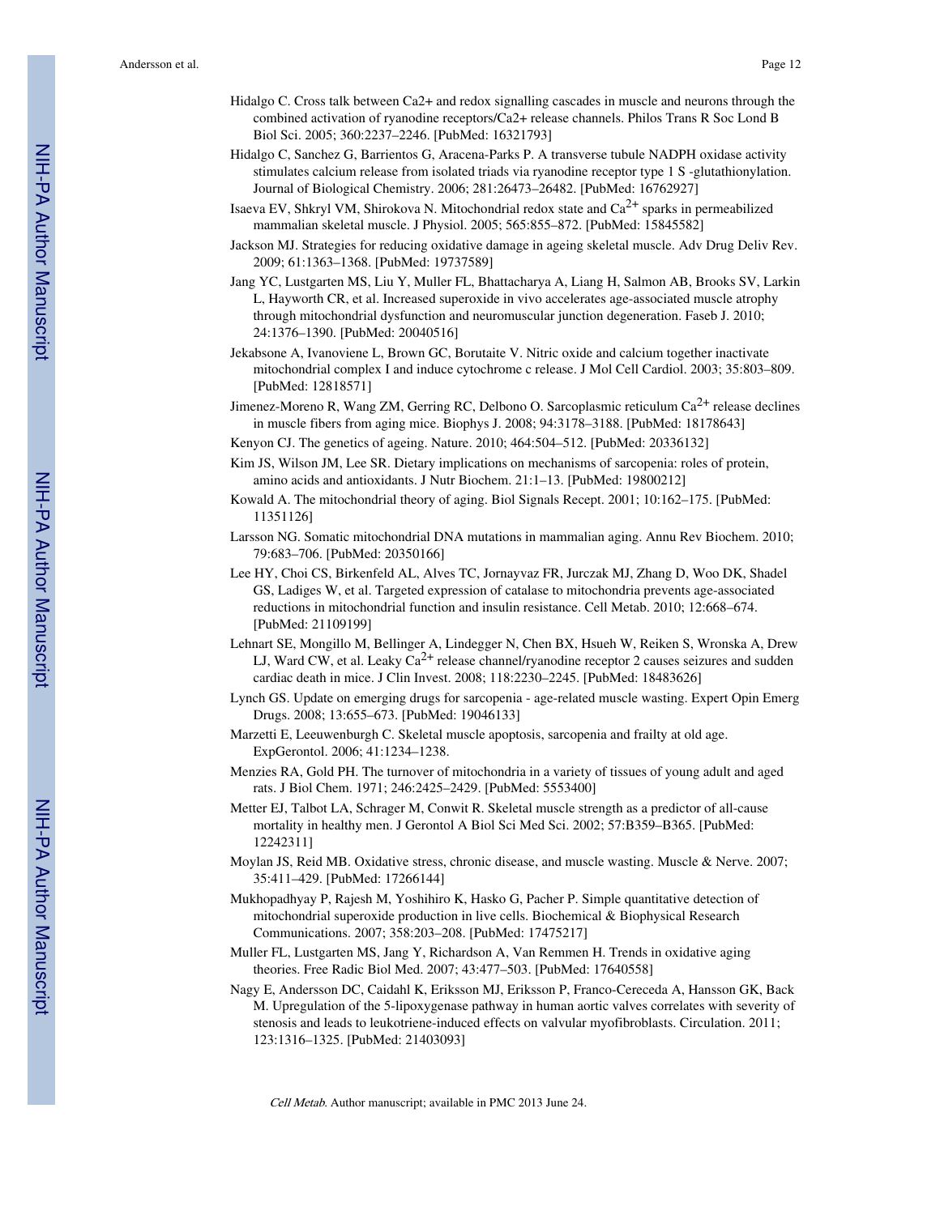Hidalgo C. Cross talk between Ca2+ and redox signalling cascades in muscle and neurons through the combined activation of ryanodine receptors/Ca2+ release channels. Philos Trans R Soc Lond B Biol Sci. 2005; 360:2237–2246. [PubMed: 16321793]

Hidalgo C, Sanchez G, Barrientos G, Aracena-Parks P. A transverse tubule NADPH oxidase activity stimulates calcium release from isolated triads via ryanodine receptor type 1 S -glutathionylation. Journal of Biological Chemistry. 2006; 281:26473–26482. [PubMed: 16762927]

Isaeva EV, Shkryl VM, Shirokova N. Mitochondrial redox state and $Ca^{2+}$ sparks in permeabilized mammalian skeletal muscle. J Physiol. 2005; 565:855–872. [PubMed: 15845582]

Jackson MJ. Strategies for reducing oxidative damage in ageing skeletal muscle. Adv Drug Deliv Rev. 2009; 61:1363–1368. [PubMed: 19737589]

Jang YC, Lustgarten MS, Liu Y, Muller FL, Bhattacharya A, Liang H, Salmon AB, Brooks SV, Larkin L, Hayworth CR, et al. Increased superoxide in vivo accelerates age-associated muscle atrophy through mitochondrial dysfunction and neuromuscular junction degeneration. Faseb J. 2010; 24:1376–1390. [PubMed: 20040516]

Jekabsone A, Ivanoviene L, Brown GC, Borutaite V. Nitric oxide and calcium together inactivate mitochondrial complex I and induce cytochrome c release. J Mol Cell Cardiol. 2003; 35:803–809. [PubMed: 12818571]

Jimenez-Moreno R, Wang ZM, Gerring RC, Delbono O. Sarcoplasmic reticulum $Ca^{2+}$ release declines in muscle fibers from aging mice. Biophys J. 2008; 94:3178–3188. [PubMed: 18178643]

Kenyon CJ. The genetics of ageing. Nature. 2010; 464:504–512. [PubMed: 20336132]

Kim JS, Wilson JM, Lee SR. Dietary implications on mechanisms of sarcopenia: roles of protein, amino acids and antioxidants. J Nutr Biochem. 21:1–13. [PubMed: 19800212]

Kowald A. The mitochondrial theory of aging. Biol Signals Recept. 2001; 10:162–175. [PubMed: 11351126]

Larsson NG. Somatic mitochondrial DNA mutations in mammalian aging. Annu Rev Biochem. 2010; 79:683–706. [PubMed: 20350166]

Lee HY, Choi CS, Birkenfeld AL, Alves TC, Jornayvaz FR, Jurczak MJ, Zhang D, Woo DK, Shadel GS, Ladiges W, et al. Targeted expression of catalase to mitochondria prevents age-associated reductions in mitochondrial function and insulin resistance. Cell Metab. 2010; 12:668–674. [PubMed: 21109199]

Lehnart SE, Mongillo M, Bellinger A, Lindegger N, Chen BX, Hsueh W, Reiken S, Wronska A, Drew LJ, Ward CW, et al. Leaky $Ca^{2+}$ release channel/ryanodine receptor 2 causes seizures and sudden cardiac death in mice. J Clin Invest. 2008; 118:2230–2245. [PubMed: 18483626]

Lynch GS. Update on emerging drugs for sarcopenia - age-related muscle wasting. Expert Opin Emerg Drugs. 2008; 13:655–673. [PubMed: 19046133]

Marzetti E, Leeuwenburgh C. Skeletal muscle apoptosis, sarcopenia and frailty at old age. ExpGerontol. 2006; 41:1234–1238.

Menzies RA, Gold PH. The turnover of mitochondria in a variety of tissues of young adult and aged rats. J Biol Chem. 1971; 246:2425–2429. [PubMed: 5553400]

Metter EJ, Talbot LA, Schrager M, Conwit R. Skeletal muscle strength as a predictor of all-cause mortality in healthy men. J Gerontol A Biol Sci Med Sci. 2002; 57:B359–B365. [PubMed: 12242311]

Moylan JS, Reid MB. Oxidative stress, chronic disease, and muscle wasting. Muscle & Nerve. 2007; 35:411–429. [PubMed: 17266144]

Mukhopadhyay P, Rajesh M, Yoshihiro K, Hasko G, Pacher P. Simple quantitative detection of mitochondrial superoxide production in live cells. Biochemical & Biophysical Research Communications. 2007; 358:203–208. [PubMed: 17475217]

Muller FL, Lustgarten MS, Jang Y, Richardson A, Van Remmen H. Trends in oxidative aging theories. Free Radic Biol Med. 2007; 43:477–503. [PubMed: 17640558]

Nagy E, Andersson DC, Caidahl K, Eriksson MJ, Eriksson P, Franco-Cereceda A, Hansson GK, Back M. Upregulation of the 5-lipoxygenase pathway in human aortic valves correlates with severity of stenosis and leads to leukotriene-induced effects on valvular myofibroblasts. Circulation. 2011; 123:1316–1325. [PubMed: 21403093]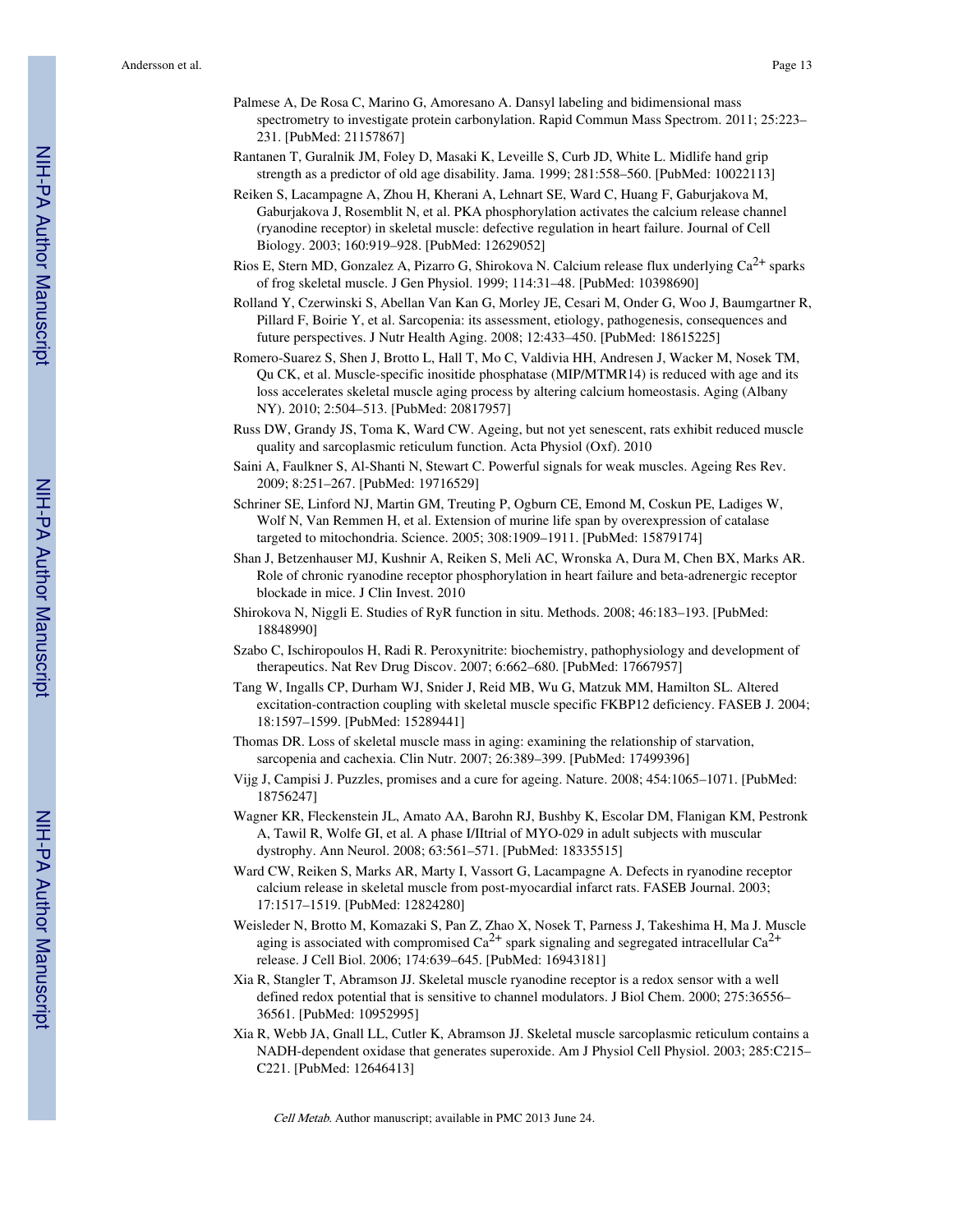Palmese A, De Rosa C, Marino G, Amoresano A. Dansyl labeling and bidimensional mass spectrometry to investigate protein carbonylation. Rapid Commun Mass Spectrom. 2011; 25:223–231. [PubMed: 21157867]

Rantanen T, Guralnik JM, Foley D, Masaki K, Leveille S, Curb JD, White L. Midlife hand grip strength as a predictor of old age disability. Jama. 1999; 281:558–560. [PubMed: 10022113]

Reiken S, Lacampagne A, Zhou H, Kherani A, Lehnart SE, Ward C, Huang F, Gaburjakova M, Gaburjakova J, Rosemblit N, et al. PKA phosphorylation activates the calcium release channel (ryanodine receptor) in skeletal muscle: defective regulation in heart failure. Journal of Cell Biology. 2003; 160:919–928. [PubMed: 12629052]

Rios E, Stern MD, Gonzalez A, Pizarro G, Shirokova N. Calcium release flux underlying $Ca^{2+}$ sparks of frog skeletal muscle. J Gen Physiol. 1999; 114:31–48. [PubMed: 10398690]

Rolland Y, Czerwinski S, Abellan Van Kan G, Morley JE, Cesari M, Onder G, Woo J, Baumgartner R, Pillard F, Boirie Y, et al. Sarcopenia: its assessment, etiology, pathogenesis, consequences and future perspectives. J Nutr Health Aging. 2008; 12:433–450. [PubMed: 18615225]

Romero-Suarez S, Shen J, Brotto L, Hall T, Mo C, Valdivia HH, Andresen J, Wacker M, Nosek TM, Qu CK, et al. Muscle-specific inositide phosphatase (MIP/MTMR14) is reduced with age and its loss accelerates skeletal muscle aging process by altering calcium homeostasis. Aging (Albany NY). 2010; 2:504–513. [PubMed: 20817957]

Russ DW, Grandy JS, Toma K, Ward CW. Ageing, but not yet senescent, rats exhibit reduced muscle quality and sarcoplasmic reticulum function. Acta Physiol (Oxf). 2010

Saini A, Faulkner S, Al-Shanti N, Stewart C. Powerful signals for weak muscles. Ageing Res Rev. 2009; 8:251–267. [PubMed: 19716529]

Schriner SE, Linford NJ, Martin GM, Treuting P, Ogburn CE, Emond M, Coskun PE, Ladiges W, Wolf N, Van Remmen H, et al. Extension of murine life span by overexpression of catalase targeted to mitochondria. Science. 2005; 308:1909–1911. [PubMed: 15879174]

Shan J, Betzenhauser MJ, Kushnir A, Reiken S, Meli AC, Wronska A, Dura M, Chen BX, Marks AR. Role of chronic ryanodine receptor phosphorylation in heart failure and beta-adrenergic receptor blockade in mice. J Clin Invest. 2010

Shirokova N, Niggli E. Studies of RyR function in situ. Methods. 2008; 46:183–193. [PubMed: 18848990]

Szabo C, Ischiropoulos H, Radi R. Peroxynitrite: biochemistry, pathophysiology and development of therapeutics. Nat Rev Drug Discov. 2007; 6:662–680. [PubMed: 17667957]

Tang W, Ingalls CP, Durham WJ, Snider J, Reid MB, Wu G, Matzuk MM, Hamilton SL. Altered excitation-contraction coupling with skeletal muscle specific FKBP12 deficiency. FASEB J. 2004; 18:1597–1599. [PubMed: 15289441]

Thomas DR. Loss of skeletal muscle mass in aging: examining the relationship of starvation, sarcopenia and cachexia. Clin Nutr. 2007; 26:389–399. [PubMed: 17499396]

Vijg J, Campisi J. Puzzles, promises and a cure for ageing. Nature. 2008; 454:1065–1071. [PubMed: 18756247]

Wagner KR, Fleckenstein JL, Amato AA, Barohn RJ, Bushby K, Escolar DM, Flanigan KM, Pestronk A, Tawil R, Wolfe GI, et al. A phase I/IItrial of MYO-029 in adult subjects with muscular dystrophy. Ann Neurol. 2008; 63:561–571. [PubMed: 18335515]

Ward CW, Reiken S, Marks AR, Marty I, Vassort G, Lacampagne A. Defects in ryanodine receptor calcium release in skeletal muscle from post-myocardial infarct rats. FASEB Journal. 2003; 17:1517–1519. [PubMed: 12824280]

Weisleder N, Brotto M, Komazaki S, Pan Z, Zhao X, Nosek T, Parness J, Takeshima H, Ma J. Muscle aging is associated with compromised $Ca^{2+}$ spark signaling and segregated intracellular $Ca^{2+}$ release. J Cell Biol. 2006; 174:639–645. [PubMed: 16943181]

Xia R, Stangler T, Abramson JJ. Skeletal muscle ryanodine receptor is a redox sensor with a well defined redox potential that is sensitive to channel modulators. J Biol Chem. 2000; 275:36556–36561. [PubMed: 10952995]

Xia R, Webb JA, Gnall LL, Cutler K, Abramson JJ. Skeletal muscle sarcoplasmic reticulum contains a NADH-dependent oxidase that generates superoxide. Am J Physiol Cell Physiol. 2003; 285:C215–C221. [PubMed: 12646413]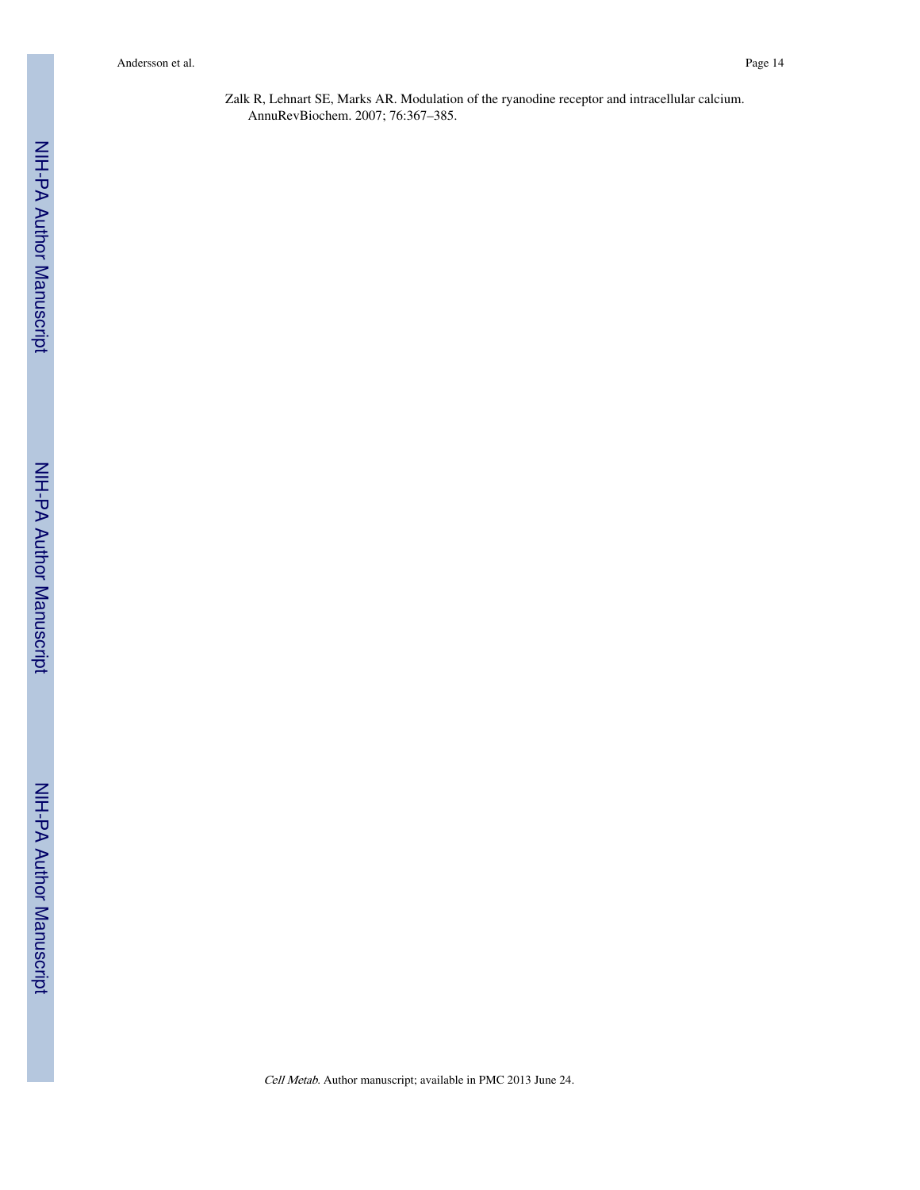Zalk R, Lehnart SE, Marks AR. Modulation of the ryanodine receptor and intracellular calcium. AnnuRevBiochem. 2007; 76:367–385.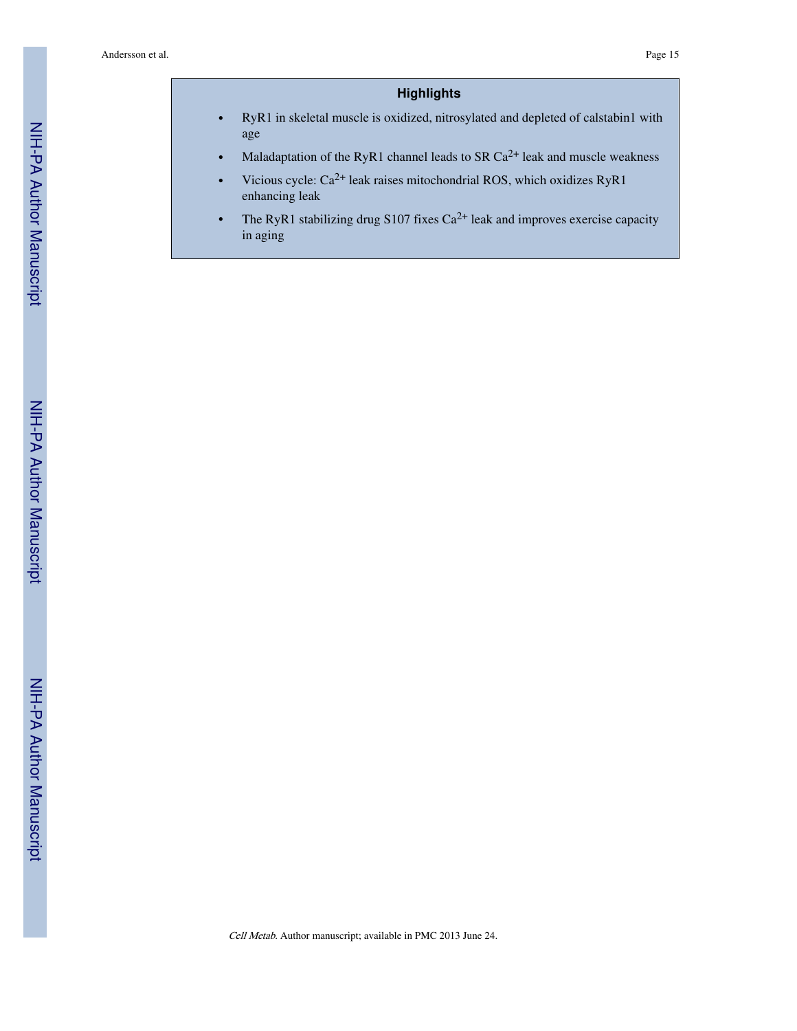## Highlights

- RyR1 in skeletal muscle is oxidized, nitrosylated and depleted of calstabin1 with age
- Maladaptation of the RyR1 channel leads to SR $Ca^{2+}$ leak and muscle weakness
- Vicious cycle: $Ca^{2+}$ leak raises mitochondrial ROS, which oxidizes RyR1 enhancing leak
- The RyR1 stabilizing drug S107 fixes $Ca^{2+}$ leak and improves exercise capacity in aging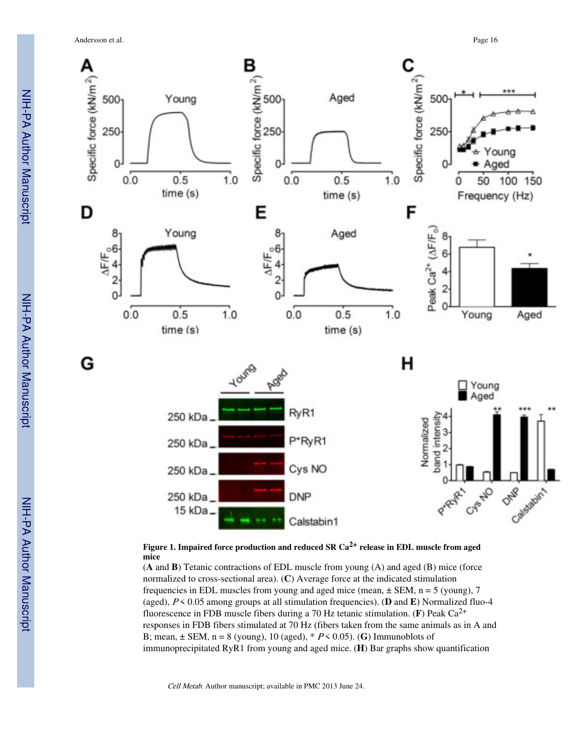**Figure 1. Impaired force production and reduced SR $Ca^{2+}$ release in EDL muscle from aged mice**

(**A** and **B**) Tetanic contractions of EDL muscle from young (A) and aged (B) mice (force normalized to cross-sectional area). (**C**) Average force at the indicated stimulation frequencies in EDL muscles from young and aged mice (mean, ± SEM, n = 5 (young), 7 (aged), $P < 0.05$ among groups at all stimulation frequencies). (**D** and **E**) Normalized fluo-4 fluorescence in FDB muscle fibers during a 70 Hz tetanic stimulation. (**F**) Peak $Ca^{2+}$ responses in FDB fibers stimulated at 70 Hz (fibers taken from the same animals as in A and B; mean, ± SEM, n = 8 (young), 10 (aged), * $P < 0.05$). (**G**) Immunoblots of immunoprecipitated RyR1 from young and aged mice. (**H**) Bar graphs show quantification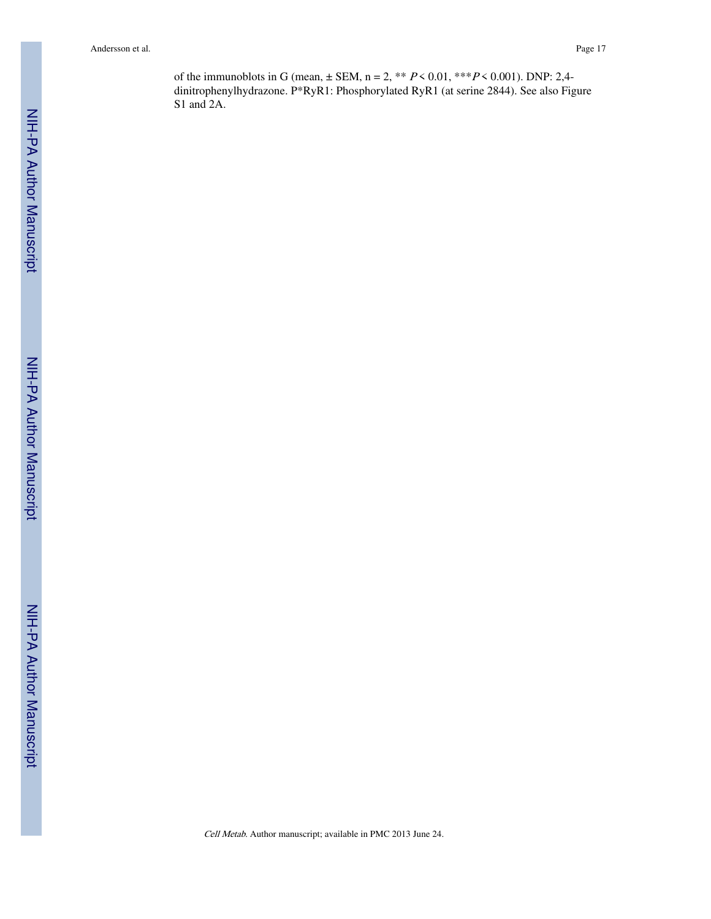of the immunoblots in G (mean, ± SEM, n = 2, ** $P < 0.01$, *** $P < 0.001$). DNP: 2,4-dinitrophenylhydrazone. P*RyR1: Phosphorylated RyR1 (at serine 2844). See also Figure S1 and 2A.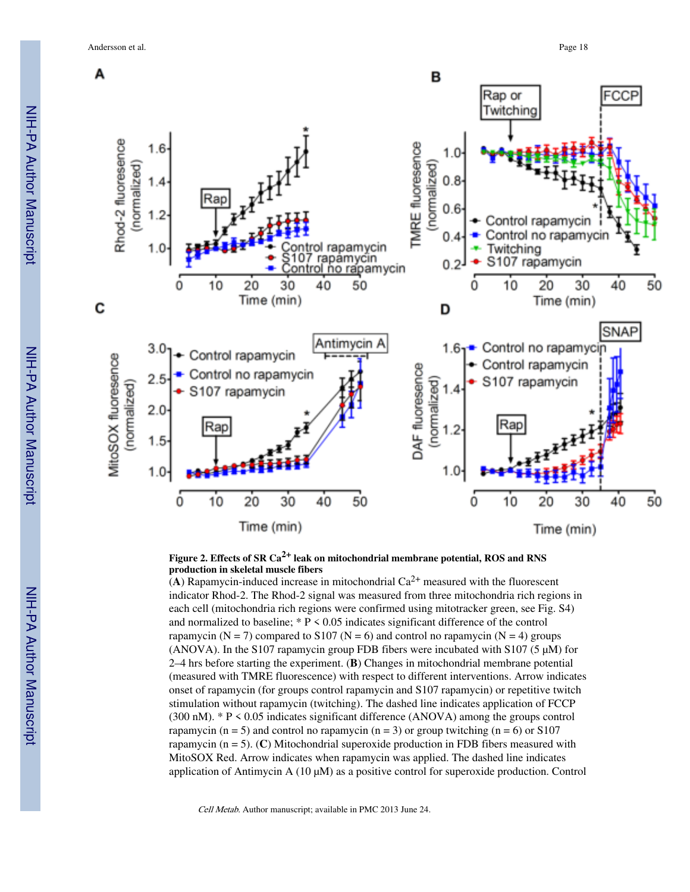**Figure 2. Effects of SR $Ca^{2+}$ leak on mitochondrial membrane potential, ROS and RNS production in skeletal muscle fibers**

(**A**) Rapamycin-induced increase in mitochondrial $Ca^{2+}$ measured with the fluorescent indicator Rhod-2. The Rhod-2 signal was measured from three mitochondria rich regions in each cell (mitochondria rich regions were confirmed using mitotracker green, see Fig. S4) and normalized to baseline; * $P < 0.05$ indicates significant difference of the control rapamycin ($N = 7$) compared to S107 ($N = 6$) and control no rapamycin ($N = 4$) groups (ANOVA). In the S107 rapamycin group FDB fibers were incubated with S107 (5 μM) for 2–4 hrs before starting the experiment. (**B**) Changes in mitochondrial membrane potential (measured with TMRE fluorescence) with respect to different interventions. Arrow indicates onset of rapamycin (for groups control rapamycin and S107 rapamycin) or repetitive twitch stimulation without rapamycin (twitching). The dashed line indicates application of FCCP (300 nM). * $P < 0.05$ indicates significant difference (ANOVA) among the groups control rapamycin ($n = 5$) and control no rapamycin ($n = 3$) or group twitching ($n = 6$) or S107 rapamycin ($n = 5$). (**C**) Mitochondrial superoxide production in FDB fibers measured with MitoSOX Red. Arrow indicates when rapamycin was applied. The dashed line indicates application of Antimycin A (10 μM) as a positive control for superoxide production. Control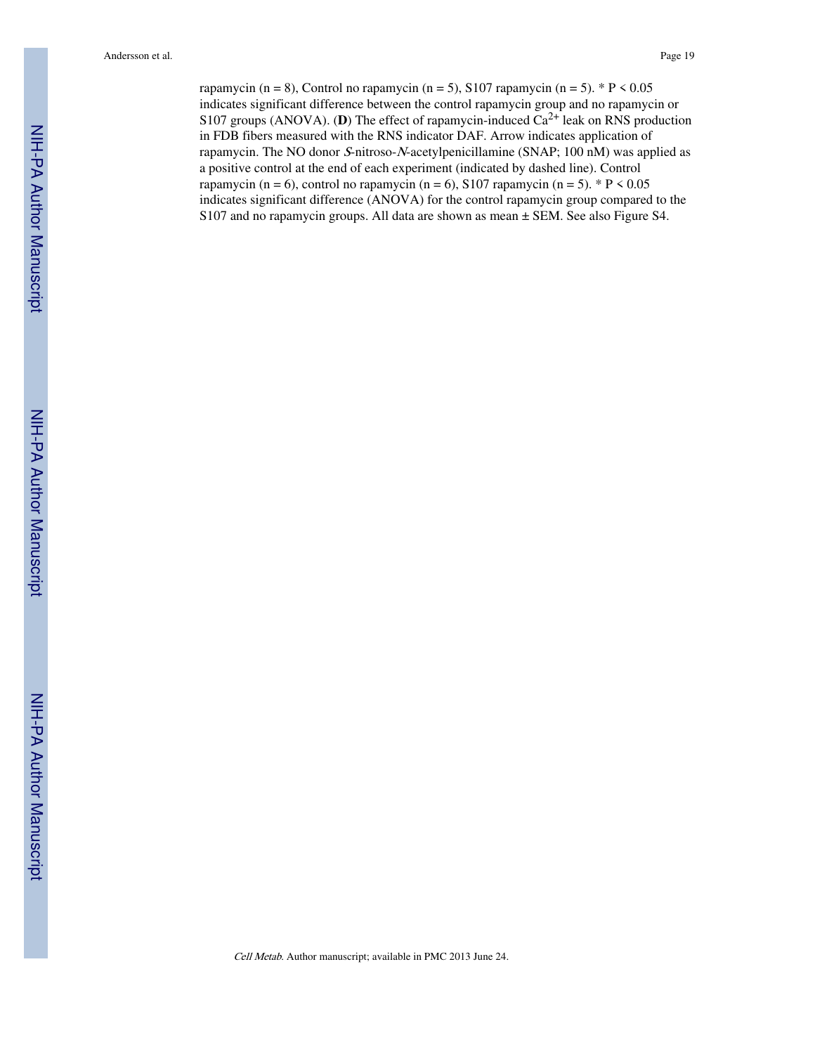rapamycin (n = 8), Control no rapamycin (n = 5), S107 rapamycin (n = 5). * $P < 0.05$ indicates significant difference between the control rapamycin group and no rapamycin or S107 groups (ANOVA). (**D**) The effect of rapamycin-induced $Ca^{2+}$ leak on RNS production in FDB fibers measured with the RNS indicator DAF. Arrow indicates application of rapamycin. The NO donor *S*-nitroso-*N*-acetylpenicillamine (SNAP; 100 nM) was applied as a positive control at the end of each experiment (indicated by dashed line). Control rapamycin (n = 6), control no rapamycin (n = 6), S107 rapamycin (n = 5). * $P < 0.05$ indicates significant difference (ANOVA) for the control rapamycin group compared to the S107 and no rapamycin groups. All data are shown as mean ± SEM. See also Figure S4.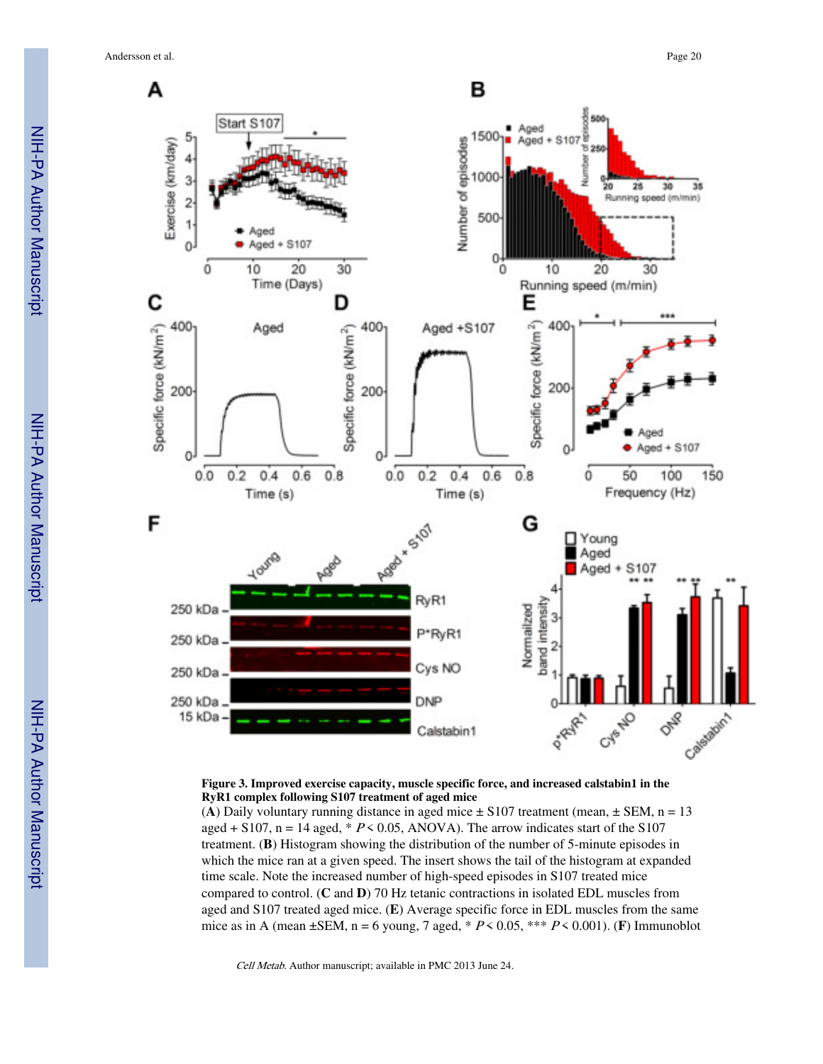**Figure 3. Improved exercise capacity, muscle specific force, and increased calstabin1 in the RyR1 complex following S107 treatment of aged mice**

(**A**) Daily voluntary running distance in aged mice ± S107 treatment (mean, ± SEM, n = 13 aged + S107, n = 14 aged, * $P < 0.05$, ANOVA). The arrow indicates start of the S107 treatment. (**B**) Histogram showing the distribution of the number of 5-minute episodes in which the mice ran at a given speed. The insert shows the tail of the histogram at expanded time scale. Note the increased number of high-speed episodes in S107 treated mice compared to control. (**C** and **D**) 70 Hz tetanic contractions in isolated EDL muscles from aged and S107 treated aged mice. (**E**) Average specific force in EDL muscles from the same mice as in A (mean ±SEM, n = 6 young, 7 aged, * $P < 0.05$, *** $P < 0.001$). (**F**) Immunoblot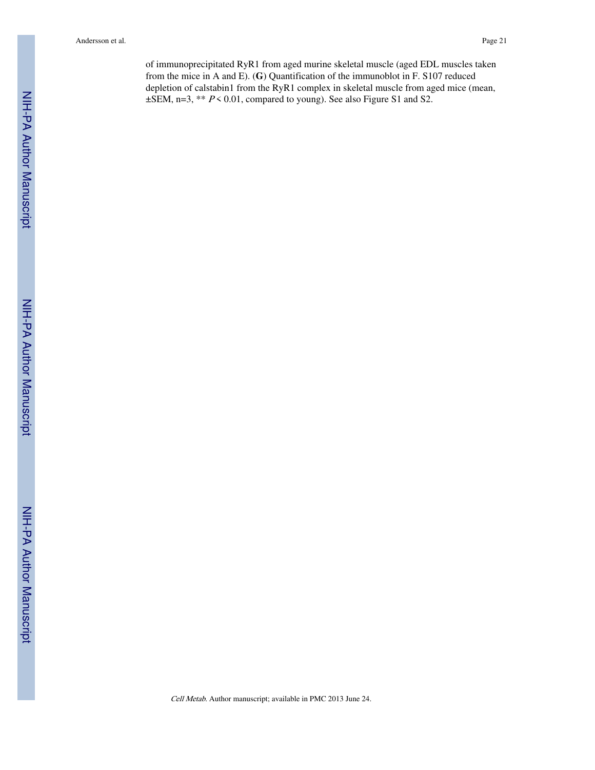of immunoprecipitated RyR1 from aged murine skeletal muscle (aged EDL muscles taken from the mice in A and E). (**G**) Quantification of the immunoblot in F. S107 reduced depletion of calstabin1 from the RyR1 complex in skeletal muscle from aged mice (mean, ±SEM, n=3, ** $P < 0.01$, compared to young). See also Figure S1 and S2.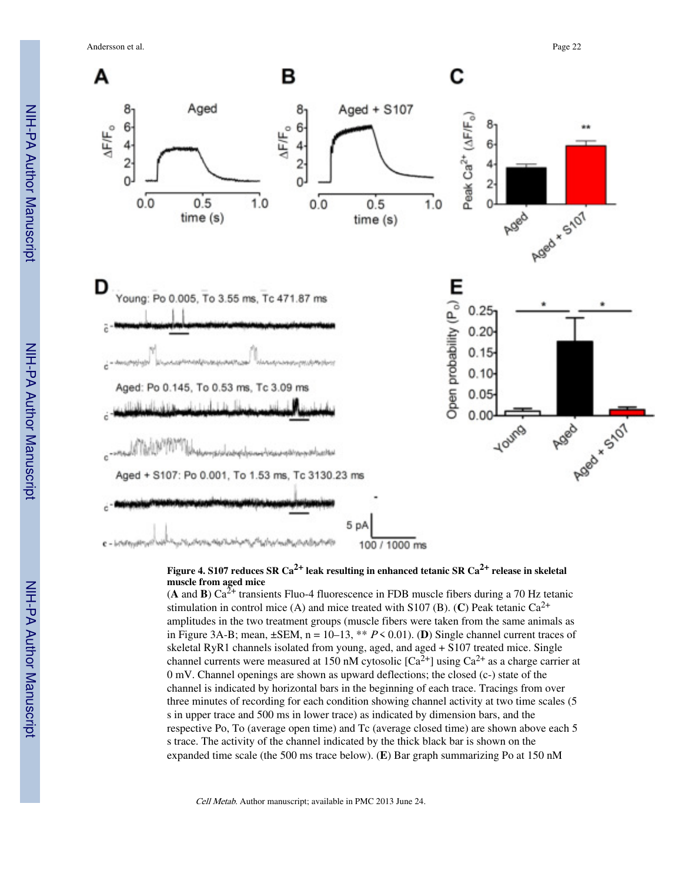**Figure 4. S107 reduces SR $Ca^{2+}$ leak resulting in enhanced tetanic SR $Ca^{2+}$ release in skeletal muscle from aged mice**

(**A** and **B**) $Ca^{2+}$ transients Fluo-4 fluorescence in FDB muscle fibers during a 70 Hz tetanic stimulation in control mice (A) and mice treated with S107 (B). (**C**) Peak tetanic $Ca^{2+}$ amplitudes in the two treatment groups (muscle fibers were taken from the same animals as in Figure 3A-B; mean, ±SEM, n = 10–13, ** $P < 0.01$). (**D**) Single channel current traces of skeletal RyR1 channels isolated from young, aged, and aged + S107 treated mice. Single channel currents were measured at 150 nM cytosolic $[Ca^{2+}]$ using $Ca^{2+}$ as a charge carrier at 0 mV. Channel openings are shown as upward deflections; the closed (c-) state of the channel is indicated by horizontal bars in the beginning of each trace. Tracings from over three minutes of recording for each condition showing channel activity at two time scales (5 s in upper trace and 500 ms in lower trace) as indicated by dimension bars, and the respective Po, To (average open time) and Tc (average closed time) are shown above each 5 s trace. The activity of the channel indicated by the thick black bar is shown on the expanded time scale (the 500 ms trace below). (**E**) Bar graph summarizing Po at 150 nM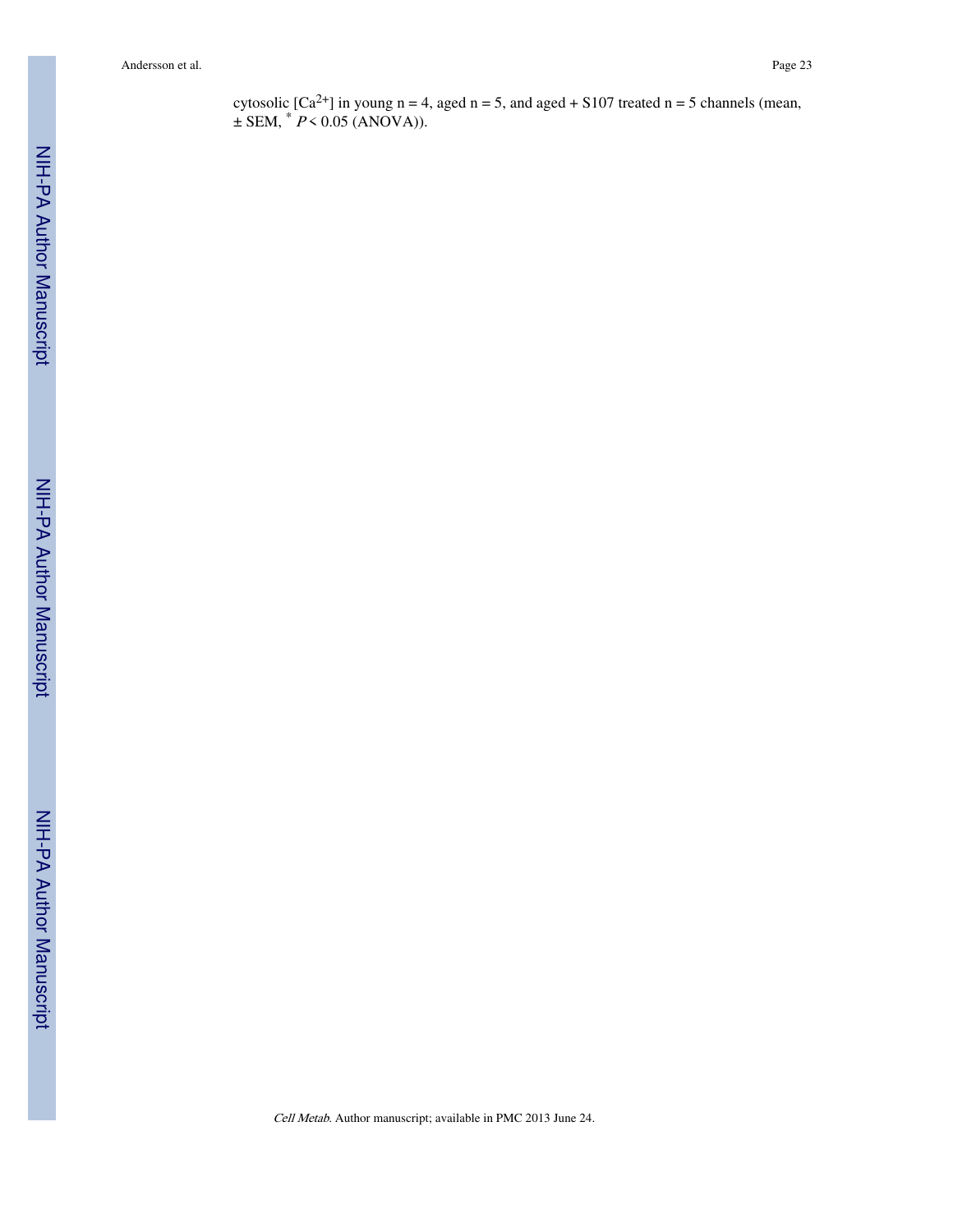cytosolic [$Ca^{2+}$] in young n = 4, aged n = 5, and aged + S107 treated n = 5 channels (mean, ± SEM, * $P < 0.05$ (ANOVA)).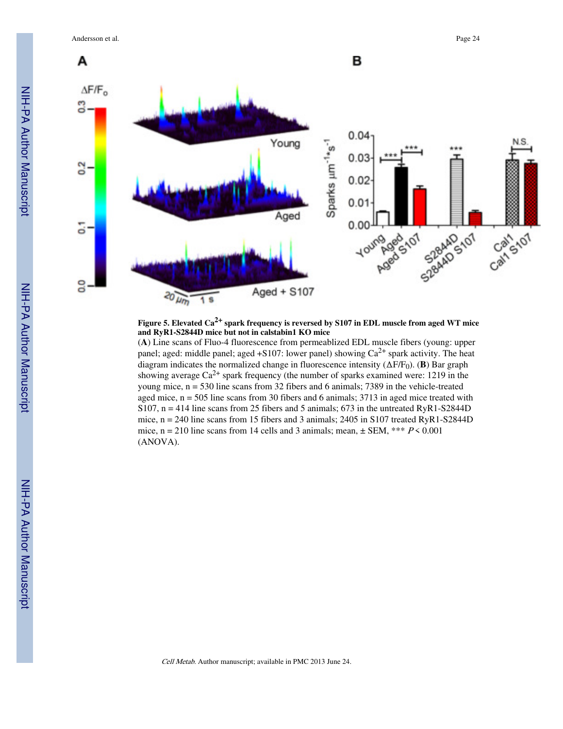**Figure 5. Elevated $Ca^{2+}$ spark frequency is reversed by S107 in EDL muscle from aged WT mice and RyR1-S2844D mice but not in calstabin1 KO mice**

(**A**) Line scans of Fluo-4 fluorescence from permeablized EDL muscle fibers (young: upper panel; aged: middle panel; aged +S107: lower panel) showing $Ca^{2+}$ spark activity. The heat diagram indicates the normalized change in fluorescence intensity ($\Delta F/F_0$). (**B**) Bar graph showing average $Ca^{2+}$ spark frequency (the number of sparks examined were: 1219 in the young mice, n = 530 line scans from 32 fibers and 6 animals; 7389 in the vehicle-treated aged mice, n = 505 line scans from 30 fibers and 6 animals; 3713 in aged mice treated with S107, n = 414 line scans from 25 fibers and 5 animals; 673 in the untreated RyR1-S2844D mice, n = 240 line scans from 15 fibers and 3 animals; 2405 in S107 treated RyR1-S2844D mice, n = 210 line scans from 14 cells and 3 animals; mean, ± SEM, *** $P < 0.001$ (ANOVA).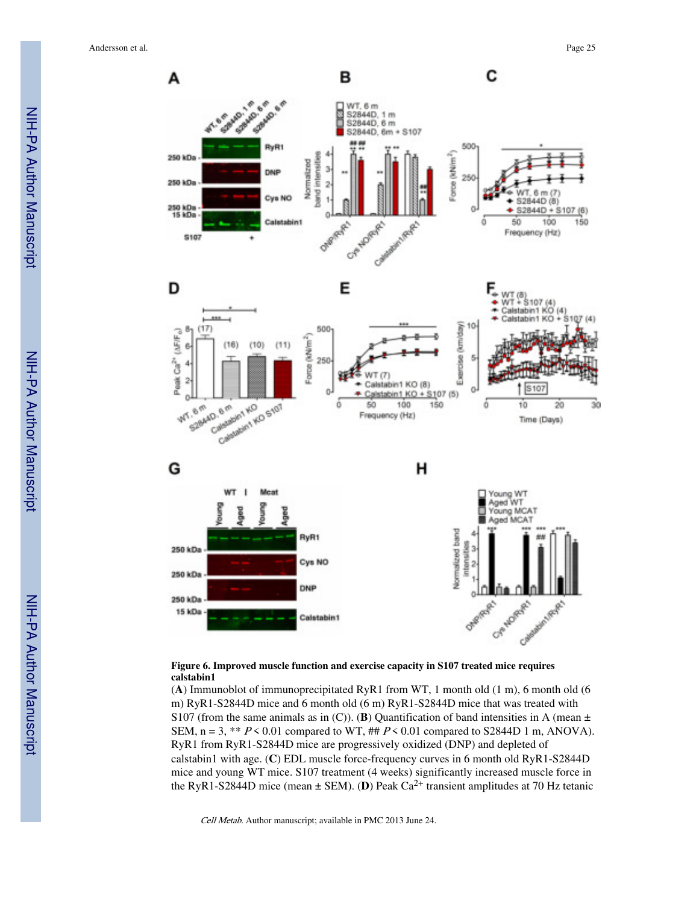**Figure 6. Improved muscle function and exercise capacity in S107 treated mice requires calstabin1**

(**A**) Immunoblot of immunoprecipitated RyR1 from WT, 1 month old (1 m), 6 month old (6 m) RyR1-S2844D mice and 6 month old (6 m) RyR1-S2844D mice that was treated with S107 (from the same animals as in (C)). (**B**) Quantification of band intensities in A (mean ± SEM, n = 3, ** $P < 0.01$ compared to WT, ## $P < 0.01$ compared to S2844D 1 m, ANOVA). RyR1 from RyR1-S2844D mice are progressively oxidized (DNP) and depleted of calstabin1 with age. (**C**) EDL muscle force-frequency curves in 6 month old RyR1-S2844D mice and young WT mice. S107 treatment (4 weeks) significantly increased muscle force in the RyR1-S2844D mice (mean ± SEM). (**D**) Peak $Ca^{2+}$ transient amplitudes at 70 Hz tetanic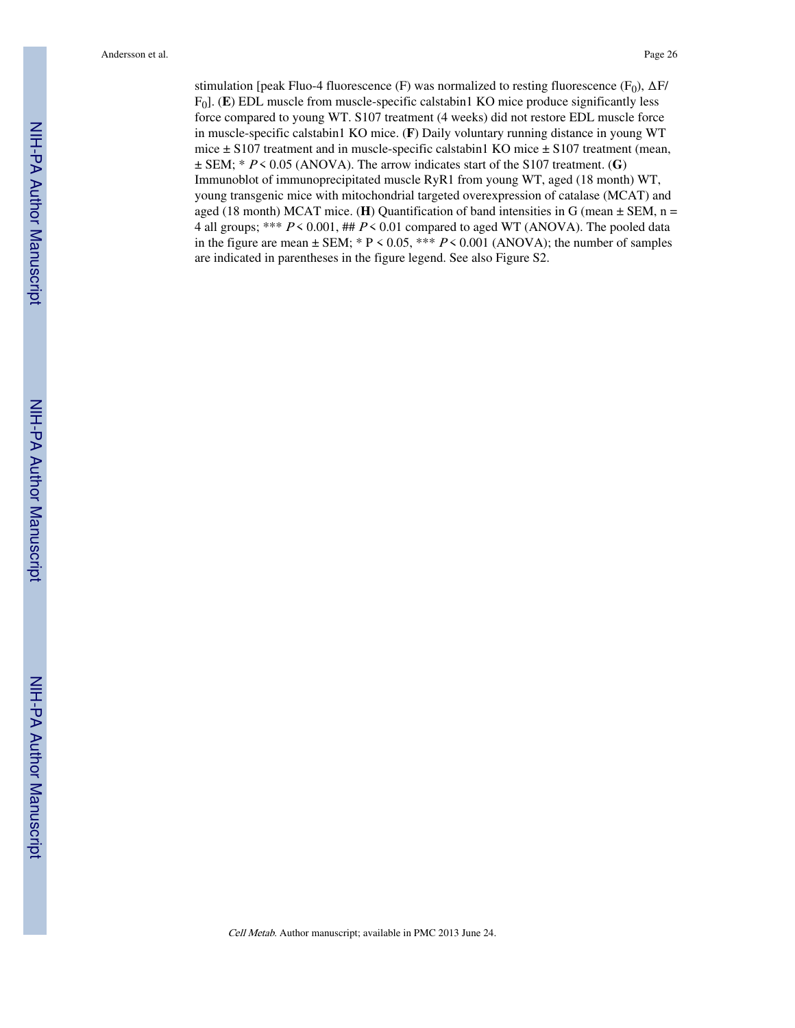stimulation [peak Fluo-4 fluorescence (F) was normalized to resting fluorescence ($F_0$), $\Delta F/F_0$]. (**E**) EDL muscle from muscle-specific calstabin1 KO mice produce significantly less force compared to young WT. S107 treatment (4 weeks) did not restore EDL muscle force in muscle-specific calstabin1 KO mice. (**F**) Daily voluntary running distance in young WT mice ± S107 treatment and in muscle-specific calstabin1 KO mice ± S107 treatment (mean, ± SEM; * $P < 0.05$ (ANOVA). The arrow indicates start of the S107 treatment. (**G**) Immunoblot of immunoprecipitated muscle RyR1 from young WT, aged (18 month) WT, young transgenic mice with mitochondrial targeted overexpression of catalase (MCAT) and aged (18 month) MCAT mice. (**H**) Quantification of band intensities in G (mean ± SEM, n = 4 all groups; *** $P < 0.001$, ## $P < 0.01$ compared to aged WT (ANOVA). The pooled data in the figure are mean ± SEM; * $P < 0.05$, *** $P < 0.001$ (ANOVA); the number of samples are indicated in parentheses in the figure legend. See also Figure S2.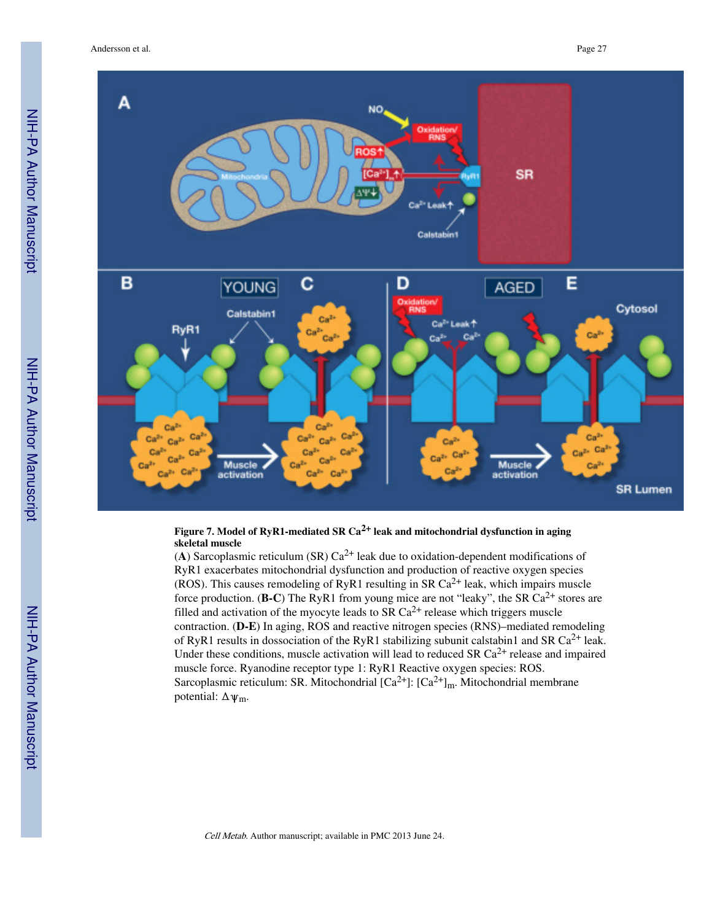A

NO

Oxidation/ RNS

ROS↑

Mitochondria

$[Ca^{2+}]_m$↑

RyR1

SR

ΔΨ↓

$Ca^{2+}$ Leak↑

Calstabin1

B YOUNG C

Calstabin1

RyR1

Muscle activation

D AGED E

Oxidation/ RNS

$Ca^{2+}$ Leak↑

Cytosol

Muscle activation

SR Lumen

**Figure 7. Model of RyR1-mediated SR $Ca^{2+}$ leak and mitochondrial dysfunction in aging skeletal muscle**

(**A**) Sarcoplasmic reticulum (SR) $Ca^{2+}$ leak due to oxidation-dependent modifications of RyR1 exacerbates mitochondrial dysfunction and production of reactive oxygen species (ROS). This causes remodeling of RyR1 resulting in SR $Ca^{2+}$ leak, which impairs muscle force production. (**B-C**) The RyR1 from young mice are not "leaky", the SR $Ca^{2+}$ stores are filled and activation of the myocyte leads to SR $Ca^{2+}$ release which triggers muscle contraction. (**D-E**) In aging, ROS and reactive nitrogen species (RNS)–mediated remodeling of RyR1 results in dossociation of the RyR1 stabilizing subunit calstabin1 and SR $Ca^{2+}$ leak. Under these conditions, muscle activation will lead to reduced SR $Ca^{2+}$ release and impaired muscle force. Ryanodine receptor type 1: RyR1 Reactive oxygen species: ROS. Sarcoplasmic reticulum: SR. Mitochondrial $[Ca^{2+}]$: $[Ca^{2+}]_m$. Mitochondrial membrane potential: $\Delta\psi_m$.